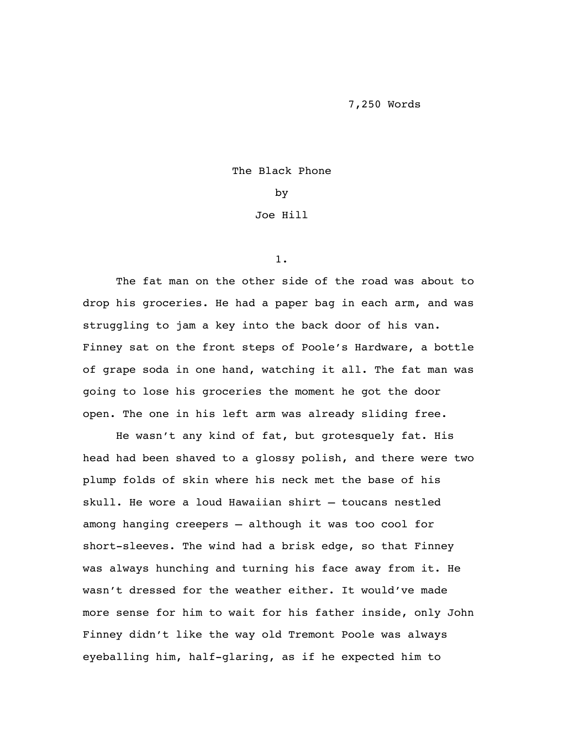7,250 Words

# The Black Phone

by

Joe Hill

## 1.

The fat man on the other side of the road was about to drop his groceries. He had a paper bag in each arm, and was struggling to jam a key into the back door of his van. Finney sat on the front steps of Poole's Hardware, a bottle of grape soda in one hand, watching it all. The fat man was going to lose his groceries the moment he got the door open. The one in his left arm was already sliding free.

He wasn't any kind of fat, but grotesquely fat. His head had been shaved to a glossy polish, and there were two plump folds of skin where his neck met the base of his skull. He wore a loud Hawaiian shirt – toucans nestled among hanging creepers – although it was too cool for short-sleeves. The wind had a brisk edge, so that Finney was always hunching and turning his face away from it. He wasn't dressed for the weather either. It would've made more sense for him to wait for his father inside, only John Finney didn't like the way old Tremont Poole was always eyeballing him, half-glaring, as if he expected him to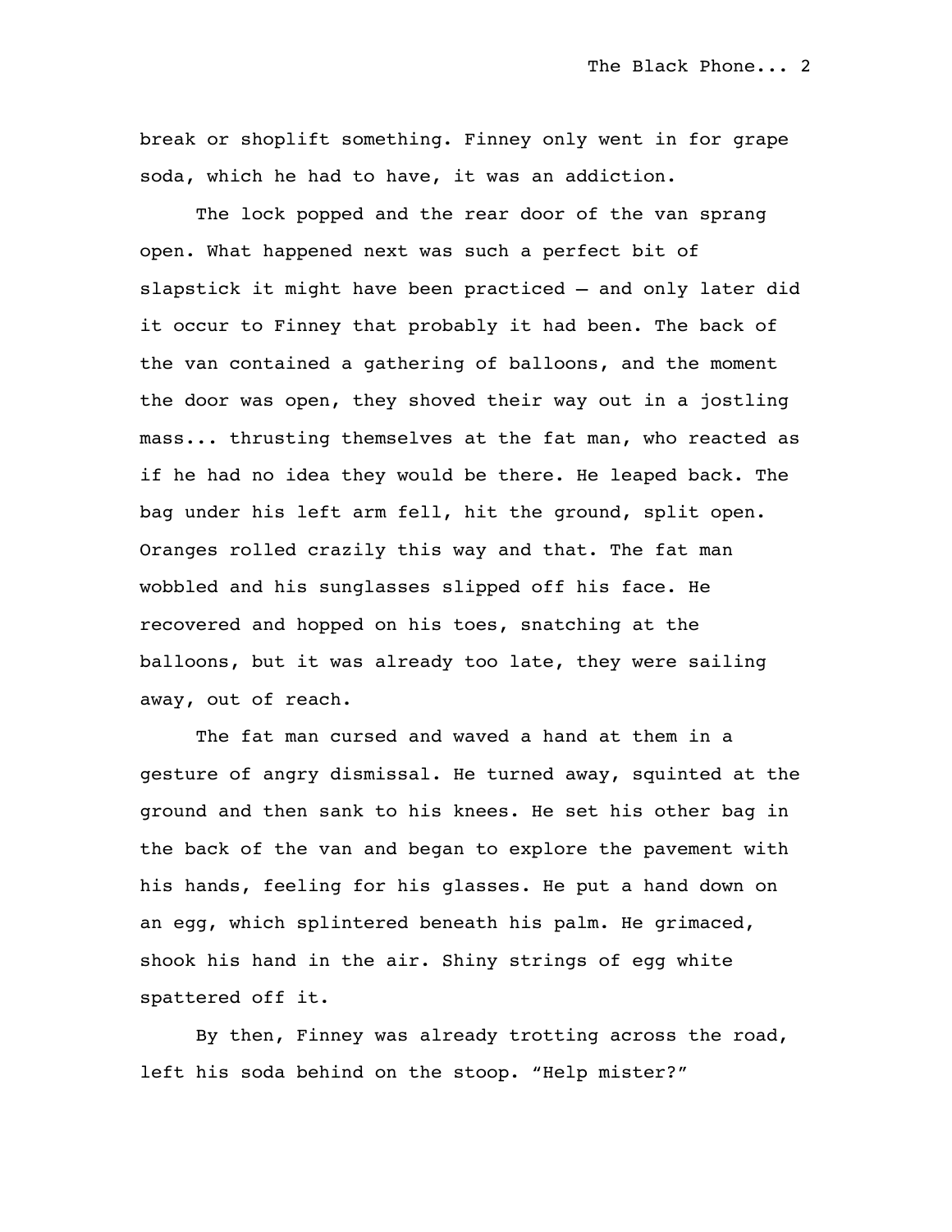break or shoplift something. Finney only went in for grape soda, which he had to have, it was an addiction.

The lock popped and the rear door of the van sprang open. What happened next was such a perfect bit of slapstick it might have been practiced — and only later did it occur to Finney that probably it had been. The back of the van contained a gathering of balloons, and the moment the door was open, they shoved their way out in a jostling mass... thrusting themselves at the fat man, who reacted as if he had no idea they would be there. He leaped back. The bag under his left arm fell, hit the ground, split open. Oranges rolled crazily this way and that. The fat man wobbled and his sunglasses slipped off his face. He recovered and hopped on his toes, snatching at the balloons, but it was already too late, they were sailing away, out of reach.

The fat man cursed and waved a hand at them in a gesture of angry dismissal. He turned away, squinted at the ground and then sank to his knees. He set his other bag in the back of the van and began to explore the pavement with his hands, feeling for his glasses. He put a hand down on an egg, which splintered beneath his palm. He grimaced, shook his hand in the air. Shiny strings of egg white spattered off it.

By then, Finney was already trotting across the road, left his soda behind on the stoop. "Help mister?"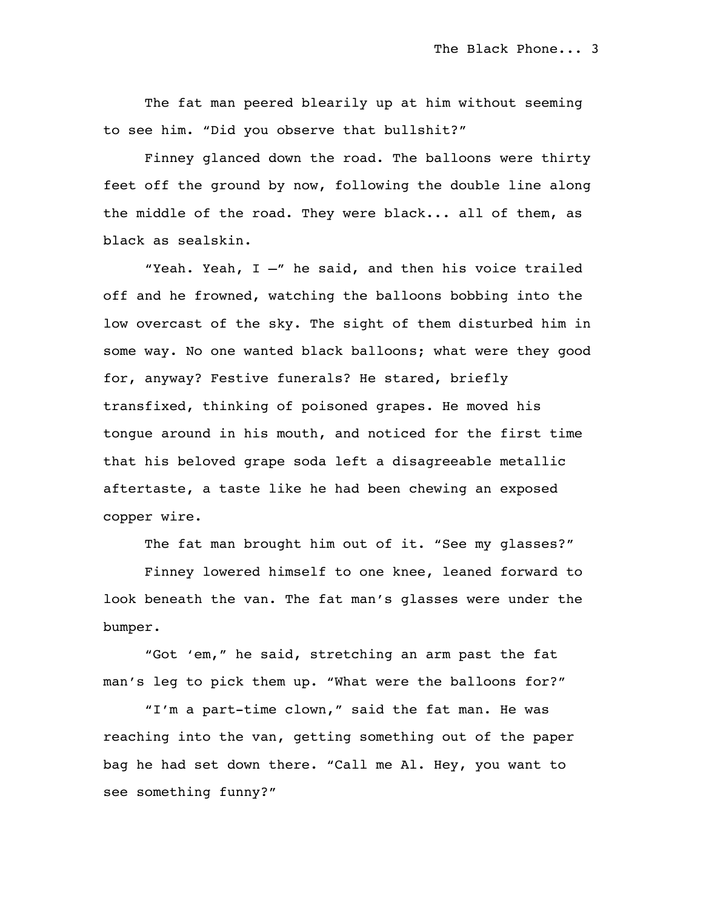The fat man peered blearily up at him without seeming to see him. "Did you observe that bullshit?"

Finney glanced down the road. The balloons were thirty feet off the ground by now, following the double line along the middle of the road. They were black... all of them, as black as sealskin.

"Yeah. Yeah, I –" he said, and then his voice trailed off and he frowned, watching the balloons bobbing into the low overcast of the sky. The sight of them disturbed him in some way. No one wanted black balloons; what were they good for, anyway? Festive funerals? He stared, briefly transfixed, thinking of poisoned grapes. He moved his tongue around in his mouth, and noticed for the first time that his beloved grape soda left a disagreeable metallic aftertaste, a taste like he had been chewing an exposed copper wire.

The fat man brought him out of it. "See my glasses?"

Finney lowered himself to one knee, leaned forward to look beneath the van. The fat man's glasses were under the bumper.

"Got 'em," he said, stretching an arm past the fat man's leg to pick them up. "What were the balloons for?"

"I'm a part-time clown," said the fat man. He was reaching into the van, getting something out of the paper bag he had set down there. "Call me Al. Hey, you want to see something funny?"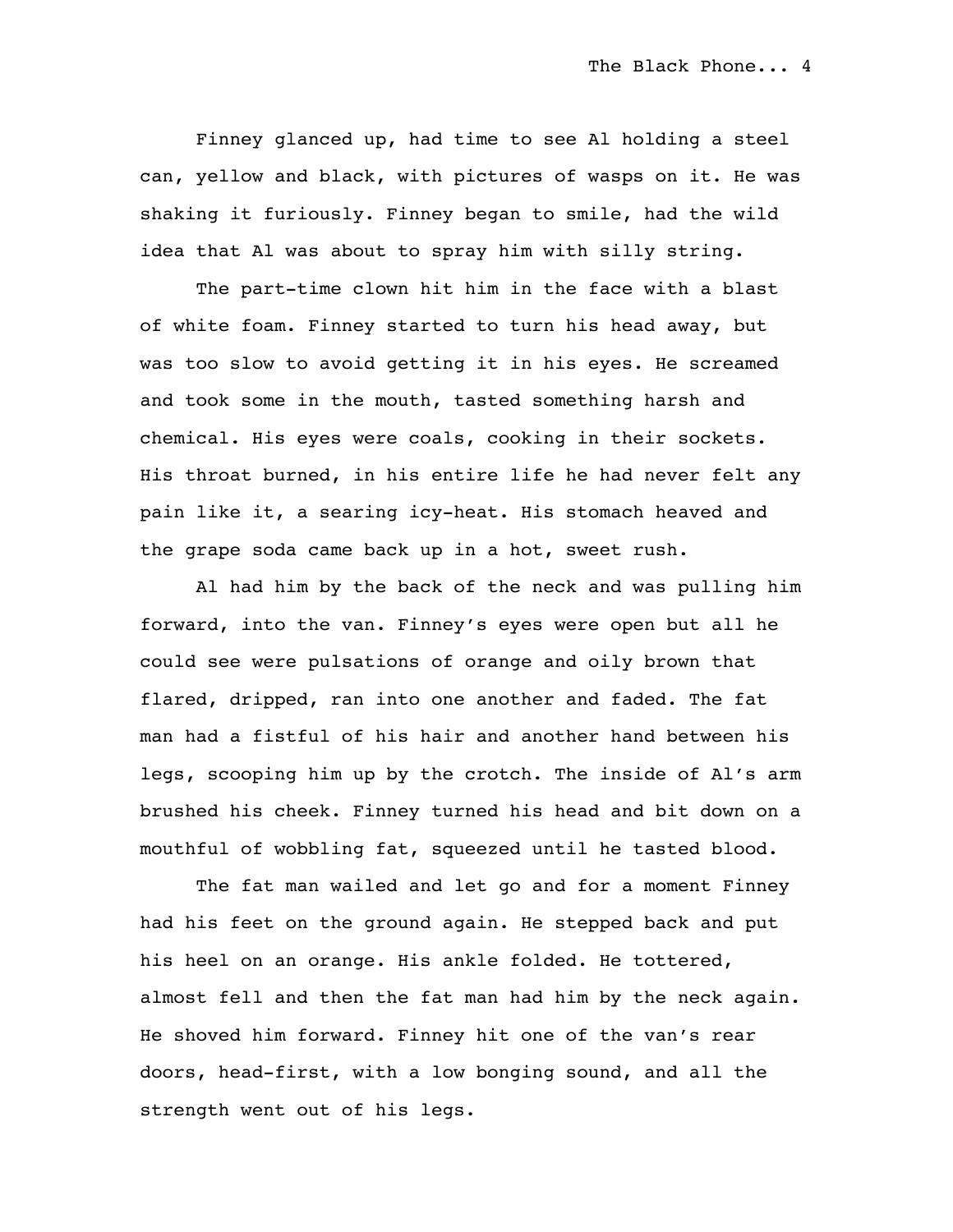Finney glanced up, had time to see Al holding a steel can, yellow and black, with pictures of wasps on it. He was shaking it furiously. Finney began to smile, had the wild idea that Al was about to spray him with silly string.

The part-time clown hit him in the face with a blast of white foam. Finney started to turn his head away, but was too slow to avoid getting it in his eyes. He screamed and took some in the mouth, tasted something harsh and chemical. His eyes were coals, cooking in their sockets. His throat burned, in his entire life he had never felt any pain like it, a searing icy-heat. His stomach heaved and the grape soda came back up in a hot, sweet rush.

Al had him by the back of the neck and was pulling him forward, into the van. Finney's eyes were open but all he could see were pulsations of orange and oily brown that flared, dripped, ran into one another and faded. The fat man had a fistful of his hair and another hand between his legs, scooping him up by the crotch. The inside of Al's arm brushed his cheek. Finney turned his head and bit down on a mouthful of wobbling fat, squeezed until he tasted blood.

The fat man wailed and let go and for a moment Finney had his feet on the ground again. He stepped back and put his heel on an orange. His ankle folded. He tottered, almost fell and then the fat man had him by the neck again. He shoved him forward. Finney hit one of the van's rear doors, head-first, with a low bonging sound, and all the strength went out of his legs.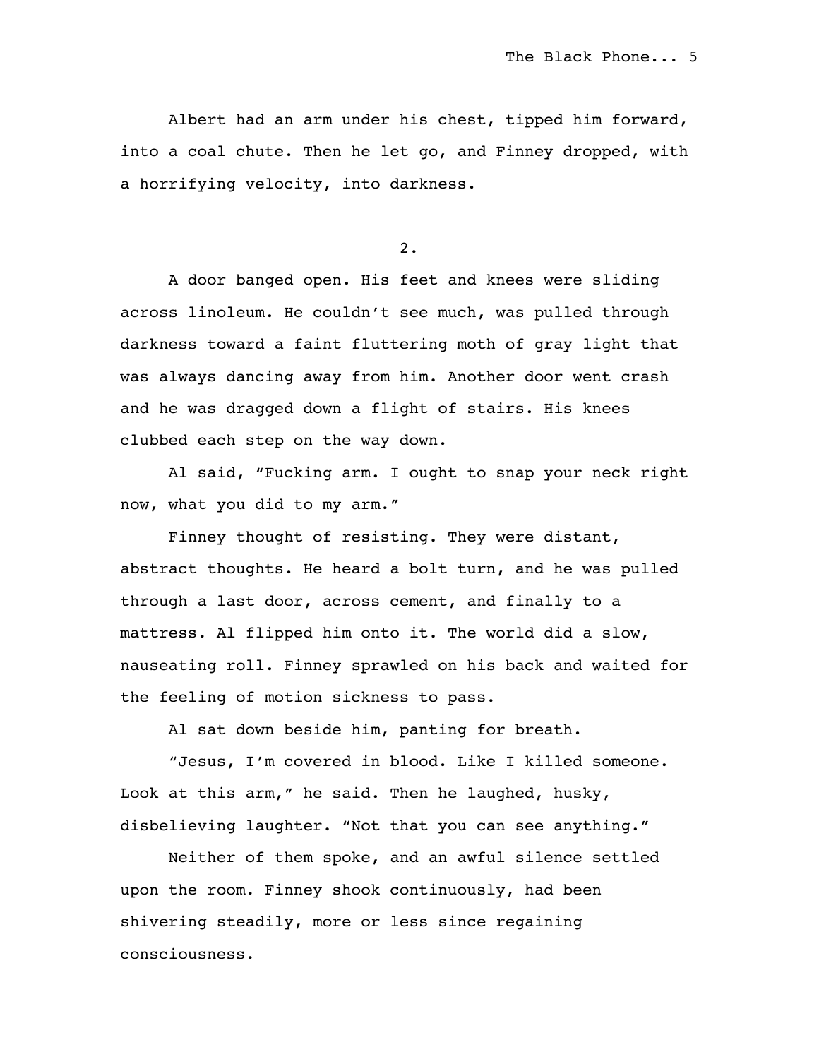Albert had an arm under his chest, tipped him forward, into a coal chute. Then he let go, and Finney dropped, with a horrifying velocity, into darkness.

## 2.

A door banged open. His feet and knees were sliding across linoleum. He couldn't see much, was pulled through darkness toward a faint fluttering moth of gray light that was always dancing away from him. Another door went crash and he was dragged down a flight of stairs. His knees clubbed each step on the way down.

Al said, "Fucking arm. I ought to snap your neck right now, what you did to my arm."

Finney thought of resisting. They were distant, abstract thoughts. He heard a bolt turn, and he was pulled through a last door, across cement, and finally to a mattress. Al flipped him onto it. The world did a slow, nauseating roll. Finney sprawled on his back and waited for the feeling of motion sickness to pass.

Al sat down beside him, panting for breath.

"Jesus, I'm covered in blood. Like I killed someone. Look at this arm," he said. Then he laughed, husky, disbelieving laughter. "Not that you can see anything."

Neither of them spoke, and an awful silence settled upon the room. Finney shook continuously, had been shivering steadily, more or less since regaining consciousness.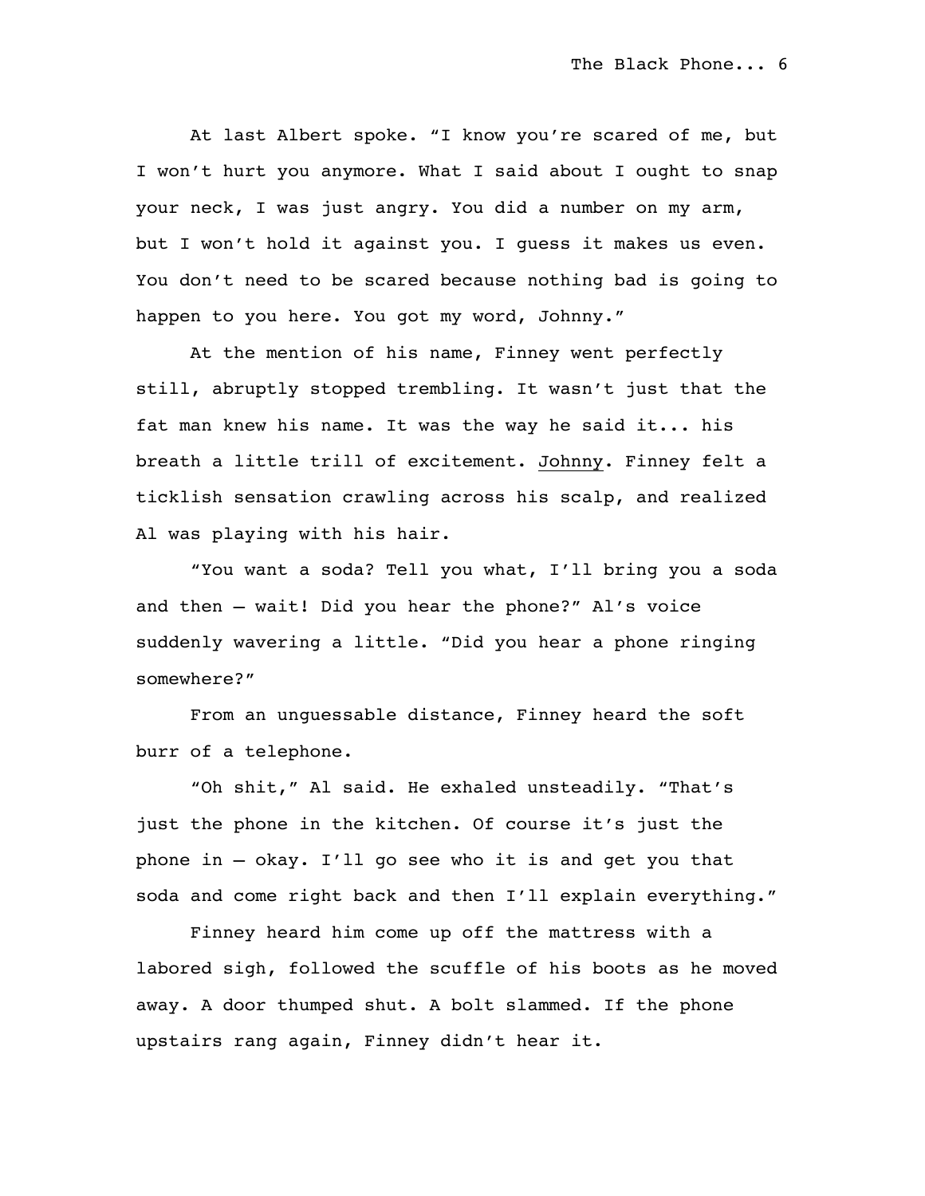At last Albert spoke. "I know you're scared of me, but I won't hurt you anymore. What I said about I ought to snap your neck, I was just angry. You did a number on my arm, but I won't hold it against you. I guess it makes us even. You don't need to be scared because nothing bad is going to happen to you here. You got my word, Johnny."

At the mention of his name, Finney went perfectly still, abruptly stopped trembling. It wasn't just that the fat man knew his name. It was the way he said it... his breath a little trill of excitement. Johnny. Finney felt a ticklish sensation crawling across his scalp, and realized Al was playing with his hair.

"You want a soda? Tell you what, I'll bring you a soda and then – wait! Did you hear the phone?" Al's voice suddenly wavering a little. "Did you hear a phone ringing somewhere?"

From an unguessable distance, Finney heard the soft burr of a telephone.

"Oh shit," Al said. He exhaled unsteadily. "That's just the phone in the kitchen. Of course it's just the phone in – okay. I'll go see who it is and get you that soda and come right back and then I'll explain everything."

Finney heard him come up off the mattress with a labored sigh, followed the scuffle of his boots as he moved away. A door thumped shut. A bolt slammed. If the phone upstairs rang again, Finney didn't hear it.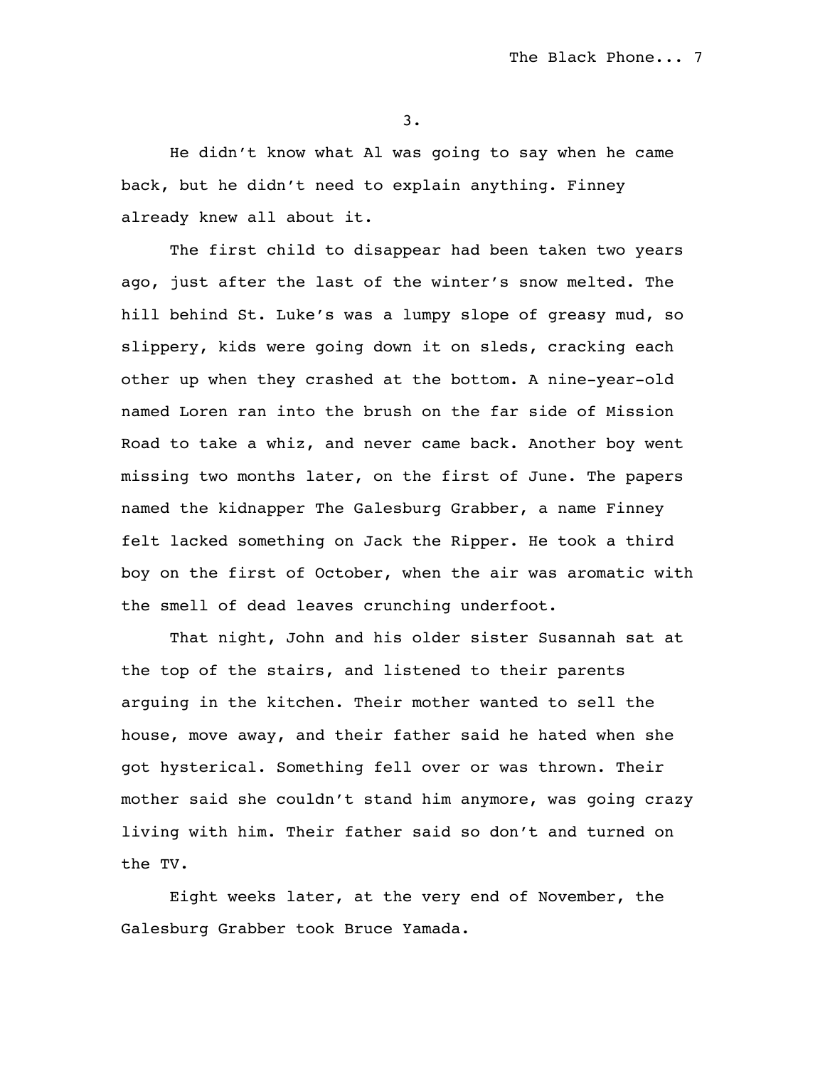3.

He didn't know what Al was going to say when he came back, but he didn't need to explain anything. Finney already knew all about it.

The first child to disappear had been taken two years ago, just after the last of the winter's snow melted. The hill behind St. Luke's was a lumpy slope of greasy mud, so slippery, kids were going down it on sleds, cracking each other up when they crashed at the bottom. A nine-year-old named Loren ran into the brush on the far side of Mission Road to take a whiz, and never came back. Another boy went missing two months later, on the first of June. The papers named the kidnapper The Galesburg Grabber, a name Finney felt lacked something on Jack the Ripper. He took a third boy on the first of October, when the air was aromatic with the smell of dead leaves crunching underfoot.

That night, John and his older sister Susannah sat at the top of the stairs, and listened to their parents arguing in the kitchen. Their mother wanted to sell the house, move away, and their father said he hated when she got hysterical. Something fell over or was thrown. Their mother said she couldn't stand him anymore, was going crazy living with him. Their father said so don't and turned on the TV.

Eight weeks later, at the very end of November, the Galesburg Grabber took Bruce Yamada.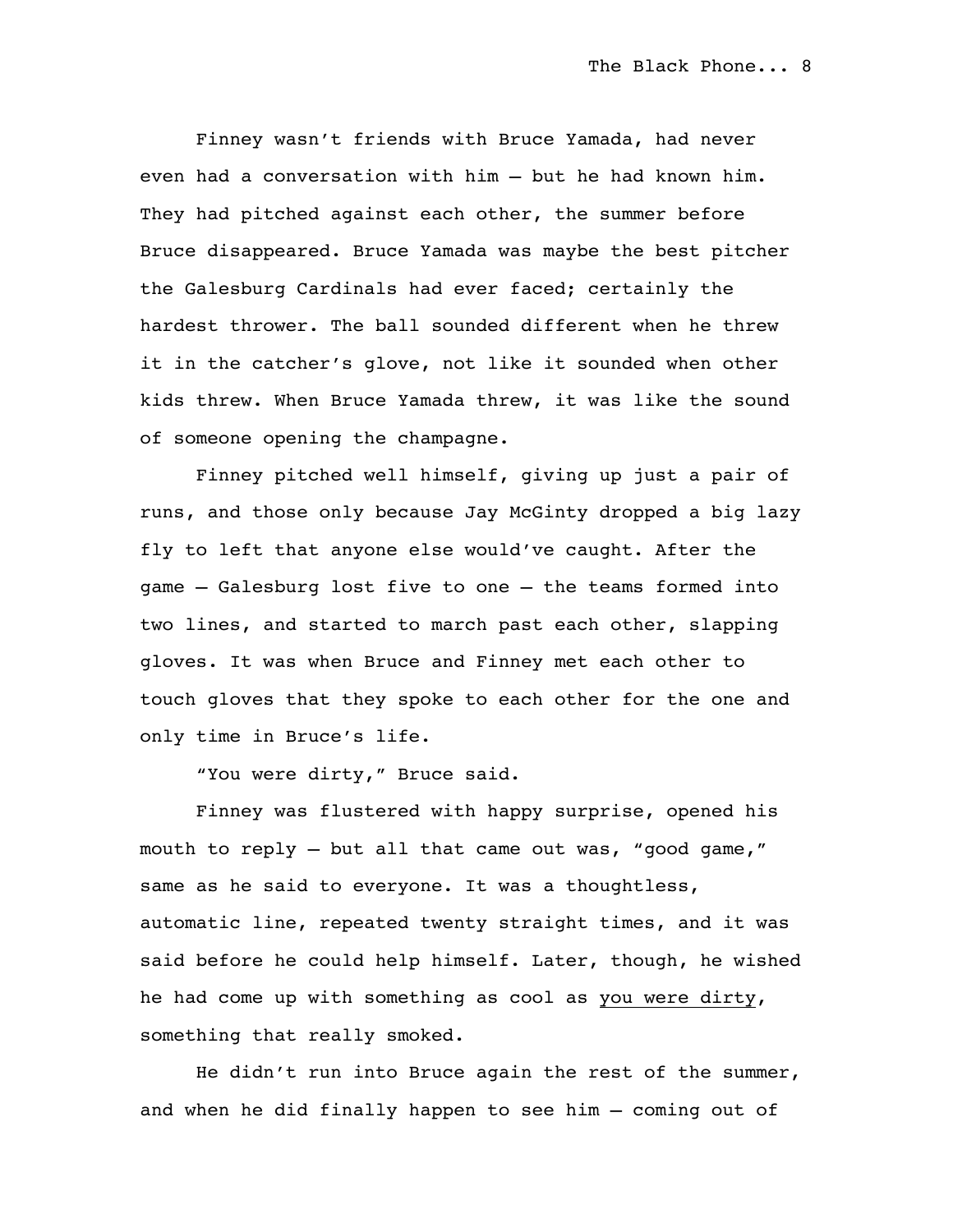Finney wasn't friends with Bruce Yamada, had never even had a conversation with him – but he had known him. They had pitched against each other, the summer before Bruce disappeared. Bruce Yamada was maybe the best pitcher the Galesburg Cardinals had ever faced; certainly the hardest thrower. The ball sounded different when he threw it in the catcher's glove, not like it sounded when other kids threw. When Bruce Yamada threw, it was like the sound of someone opening the champagne.

Finney pitched well himself, giving up just a pair of runs, and those only because Jay McGinty dropped a big lazy fly to left that anyone else would've caught. After the game – Galesburg lost five to one – the teams formed into two lines, and started to march past each other, slapping gloves. It was when Bruce and Finney met each other to touch gloves that they spoke to each other for the one and only time in Bruce's life.

"You were dirty," Bruce said.

Finney was flustered with happy surprise, opened his mouth to reply – but all that came out was, "good game," same as he said to everyone. It was a thoughtless, automatic line, repeated twenty straight times, and it was said before he could help himself. Later, though, he wished he had come up with something as cool as <u>you were dirty</u>, something that really smoked.

He didn't run into Bruce again the rest of the summer, and when he did finally happen to see him – coming out of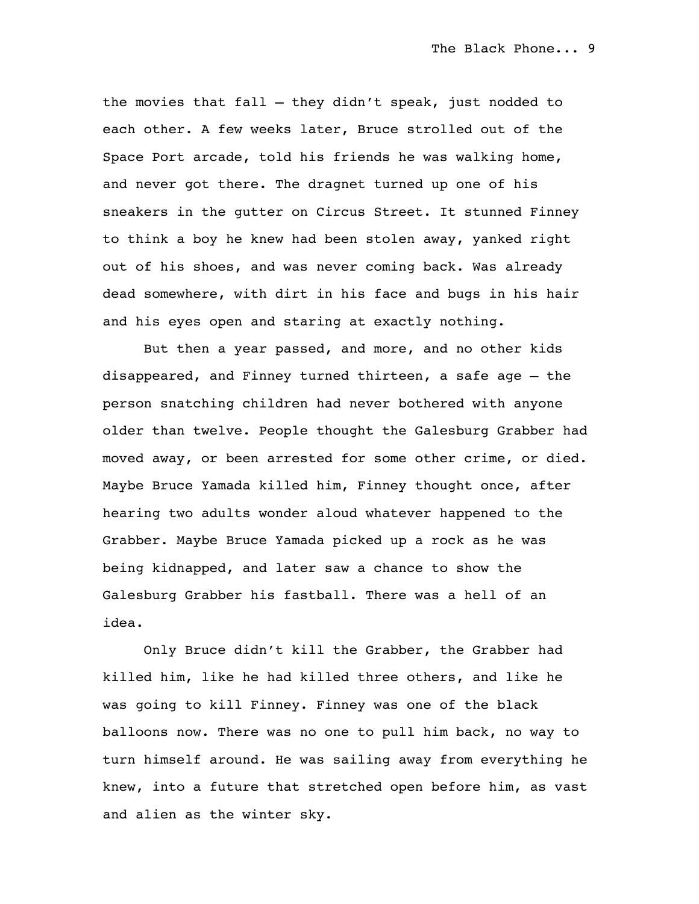the movies that fall – they didn't speak, just nodded to each other. A few weeks later, Bruce strolled out of the Space Port arcade, told his friends he was walking home, and never got there. The dragnet turned up one of his sneakers in the gutter on Circus Street. It stunned Finney to think a boy he knew had been stolen away, yanked right out of his shoes, and was never coming back. Was already dead somewhere, with dirt in his face and bugs in his hair and his eyes open and staring at exactly nothing.

But then a year passed, and more, and no other kids disappeared, and Finney turned thirteen, a safe age – the person snatching children had never bothered with anyone older than twelve. People thought the Galesburg Grabber had moved away, or been arrested for some other crime, or died. Maybe Bruce Yamada killed him, Finney thought once, after hearing two adults wonder aloud whatever happened to the Grabber. Maybe Bruce Yamada picked up a rock as he was being kidnapped, and later saw a chance to show the Galesburg Grabber his fastball. There was a hell of an idea.

Only Bruce didn't kill the Grabber, the Grabber had killed him, like he had killed three others, and like he was going to kill Finney. Finney was one of the black balloons now. There was no one to pull him back, no way to turn himself around. He was sailing away from everything he knew, into a future that stretched open before him, as vast and alien as the winter sky.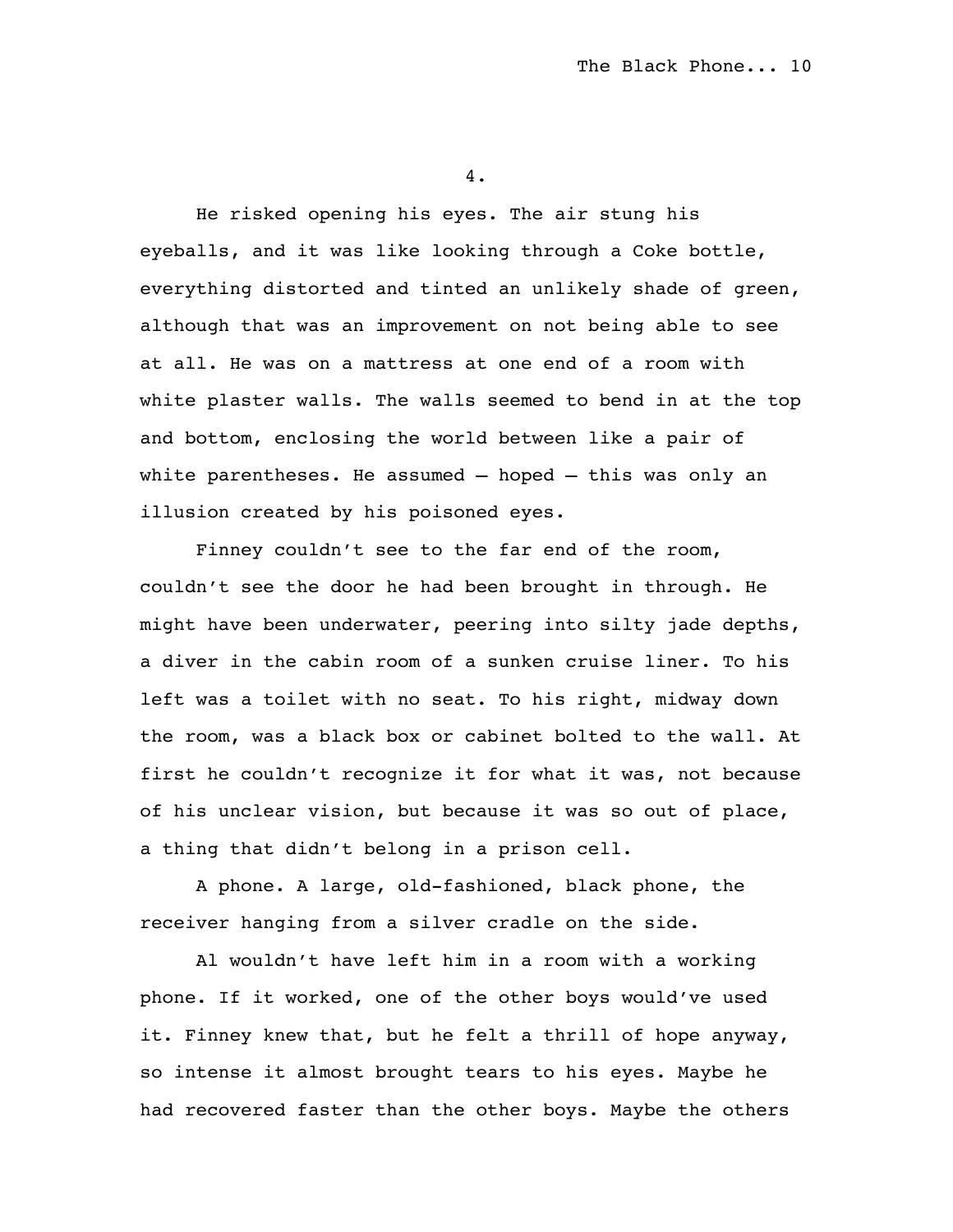4.

He risked opening his eyes. The air stung his eyeballs, and it was like looking through a Coke bottle, everything distorted and tinted an unlikely shade of green, although that was an improvement on not being able to see at all. He was on a mattress at one end of a room with white plaster walls. The walls seemed to bend in at the top and bottom, enclosing the world between like a pair of white parentheses. He assumed – hoped – this was only an illusion created by his poisoned eyes.

Finney couldn't see to the far end of the room, couldn't see the door he had been brought in through. He might have been underwater, peering into silty jade depths, a diver in the cabin room of a sunken cruise liner. To his left was a toilet with no seat. To his right, midway down the room, was a black box or cabinet bolted to the wall. At first he couldn't recognize it for what it was, not because of his unclear vision, but because it was so out of place, a thing that didn't belong in a prison cell.

A phone. A large, old-fashioned, black phone, the receiver hanging from a silver cradle on the side.

Al wouldn't have left him in a room with a working phone. If it worked, one of the other boys would've used it. Finney knew that, but he felt a thrill of hope anyway, so intense it almost brought tears to his eyes. Maybe he had recovered faster than the other boys. Maybe the others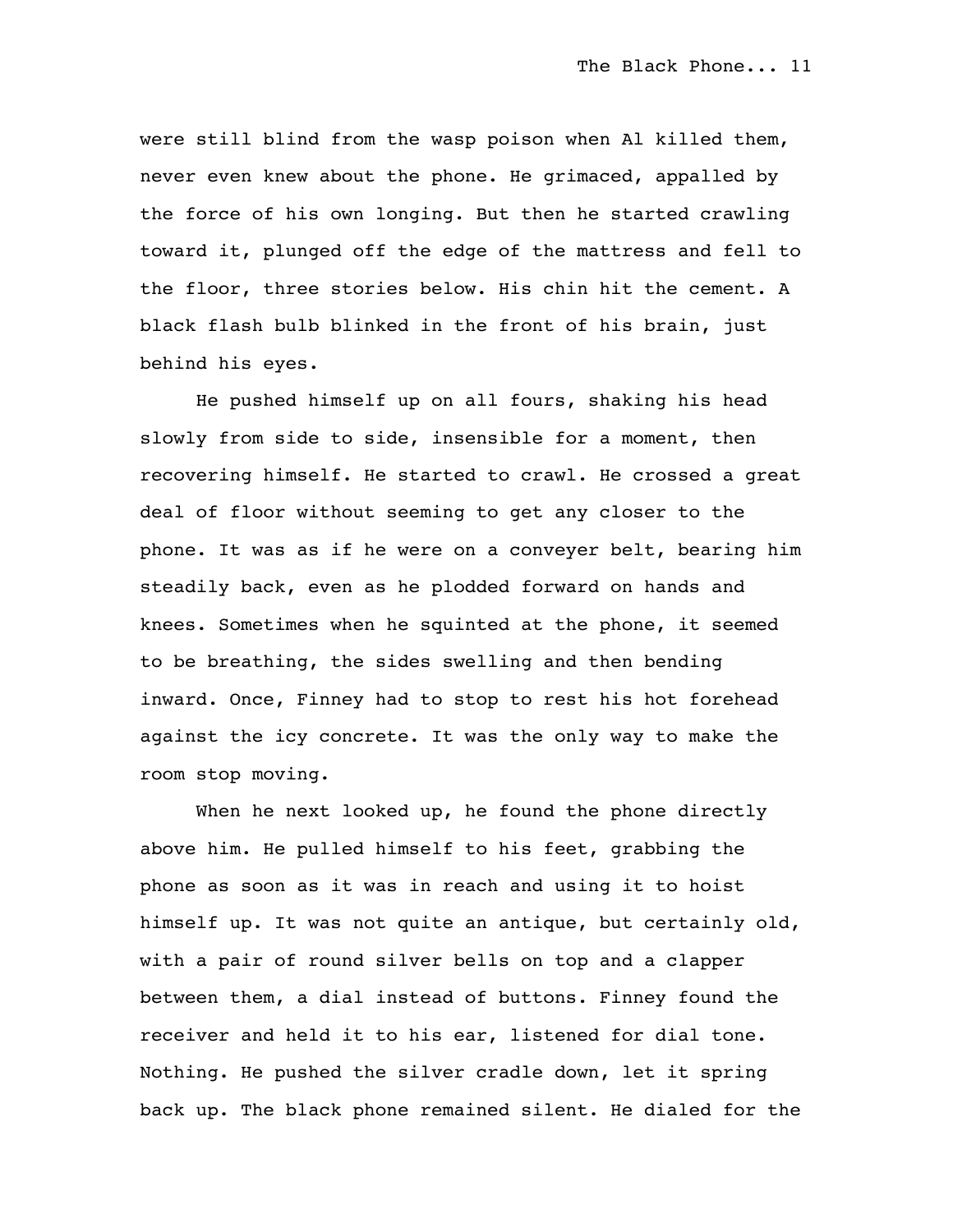were still blind from the wasp poison when Al killed them, never even knew about the phone. He grimaced, appalled by the force of his own longing. But then he started crawling toward it, plunged off the edge of the mattress and fell to the floor, three stories below. His chin hit the cement. A black flash bulb blinked in the front of his brain, just behind his eyes.

He pushed himself up on all fours, shaking his head slowly from side to side, insensible for a moment, then recovering himself. He started to crawl. He crossed a great deal of floor without seeming to get any closer to the phone. It was as if he were on a conveyer belt, bearing him steadily back, even as he plodded forward on hands and knees. Sometimes when he squinted at the phone, it seemed to be breathing, the sides swelling and then bending inward. Once, Finney had to stop to rest his hot forehead against the icy concrete. It was the only way to make the room stop moving.

When he next looked up, he found the phone directly above him. He pulled himself to his feet, grabbing the phone as soon as it was in reach and using it to hoist himself up. It was not quite an antique, but certainly old, with a pair of round silver bells on top and a clapper between them, a dial instead of buttons. Finney found the receiver and held it to his ear, listened for dial tone. Nothing. He pushed the silver cradle down, let it spring back up. The black phone remained silent. He dialed for the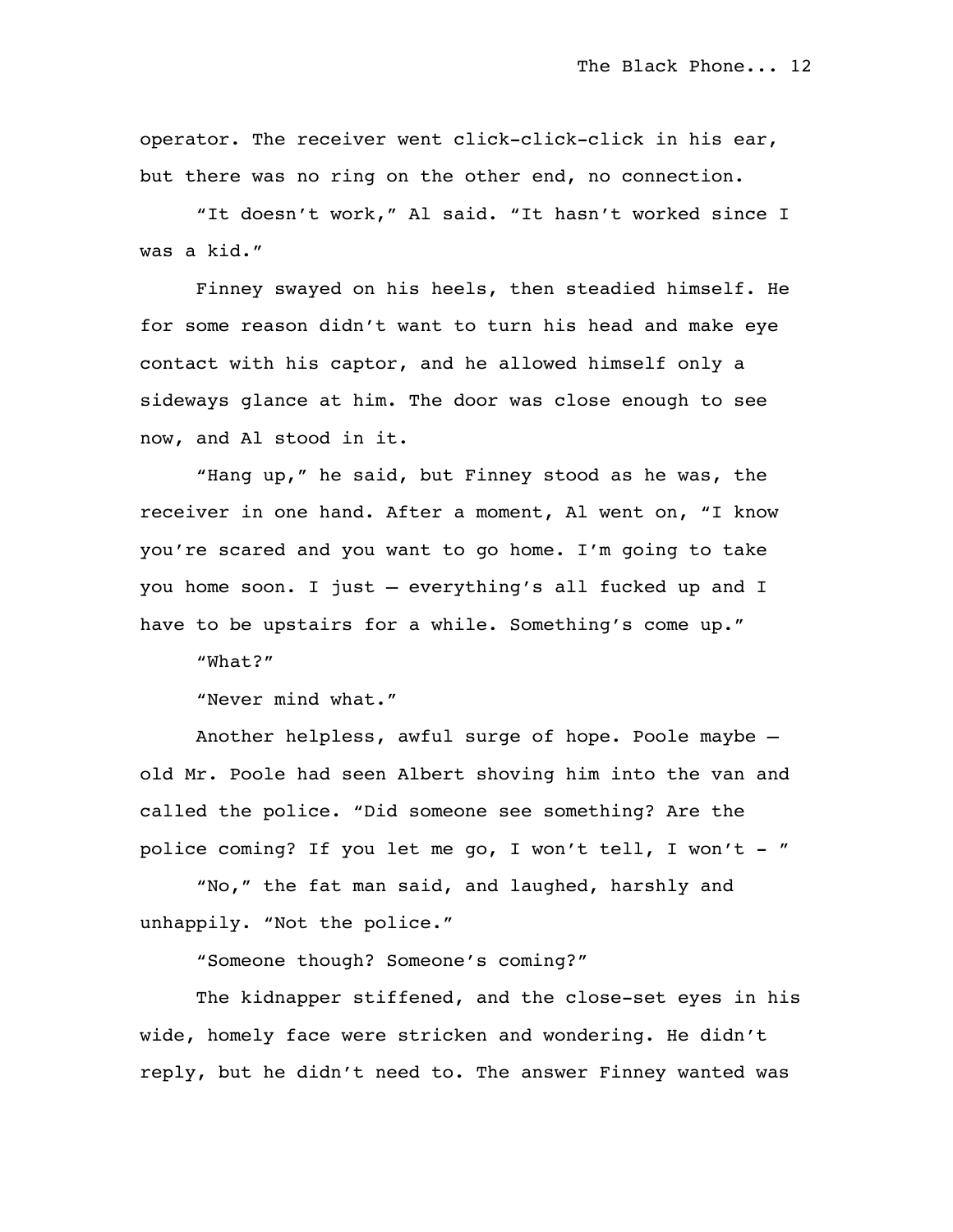operator. The receiver went click-click-click in his ear, but there was no ring on the other end, no connection.

"It doesn't work," Al said. "It hasn't worked since I was a kid."

Finney swayed on his heels, then steadied himself. He for some reason didn't want to turn his head and make eye contact with his captor, and he allowed himself only a sideways glance at him. The door was close enough to see now, and Al stood in it.

"Hang up," he said, but Finney stood as he was, the receiver in one hand. After a moment, Al went on, "I know you're scared and you want to go home. I'm going to take you home soon. I just – everything's all fucked up and I have to be upstairs for a while. Something's come up."

"What?"

"Never mind what."

Another helpless, awful surge of hope. Poole maybe – old Mr. Poole had seen Albert shoving him into the van and called the police. "Did someone see something? Are the police coming? If you let me go, I won't tell, I won't - "

"No," the fat man said, and laughed, harshly and unhappily. "Not the police."

"Someone though? Someone's coming?"

The kidnapper stiffened, and the close-set eyes in his wide, homely face were stricken and wondering. He didn't reply, but he didn't need to. The answer Finney wanted was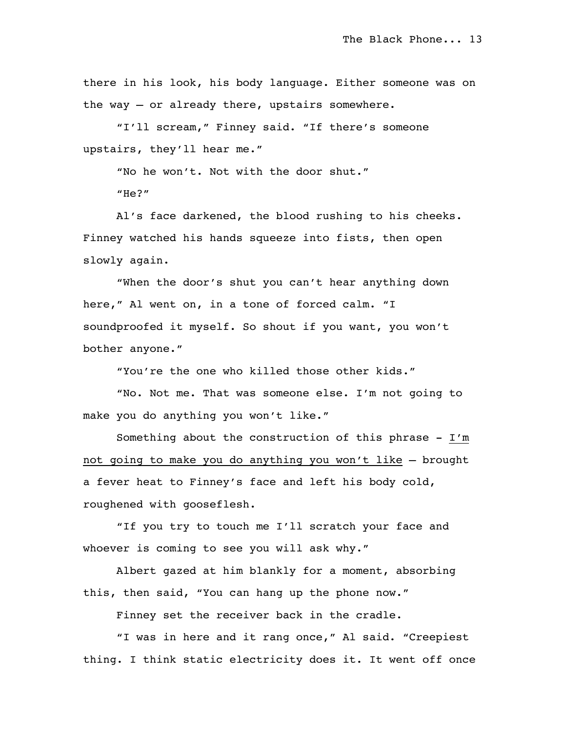there in his look, his body language. Either someone was on the way — or already there, upstairs somewhere.

"I'll scream," Finney said. "If there's someone upstairs, they'll hear me."

"No he won't. Not with the door shut."

"He?"

Al's face darkened, the blood rushing to his cheeks. Finney watched his hands squeeze into fists, then open slowly again.

"When the door's shut you can't hear anything down here," Al went on, in a tone of forced calm. "I soundproofed it myself. So shout if you want, you won't bother anyone."

"You're the one who killed those other kids."

"No. Not me. That was someone else. I'm not going to make you do anything you won't like."

Something about the construction of this phrase - <u>I'm not going to make you do anything you won't like</u> — brought a fever heat to Finney's face and left his body cold, roughened with gooseflesh.

"If you try to touch me I'll scratch your face and whoever is coming to see you will ask why."

Albert gazed at him blankly for a moment, absorbing this, then said, "You can hang up the phone now."

Finney set the receiver back in the cradle.

"I was in here and it rang once," Al said. "Creepiest thing. I think static electricity does it. It went off once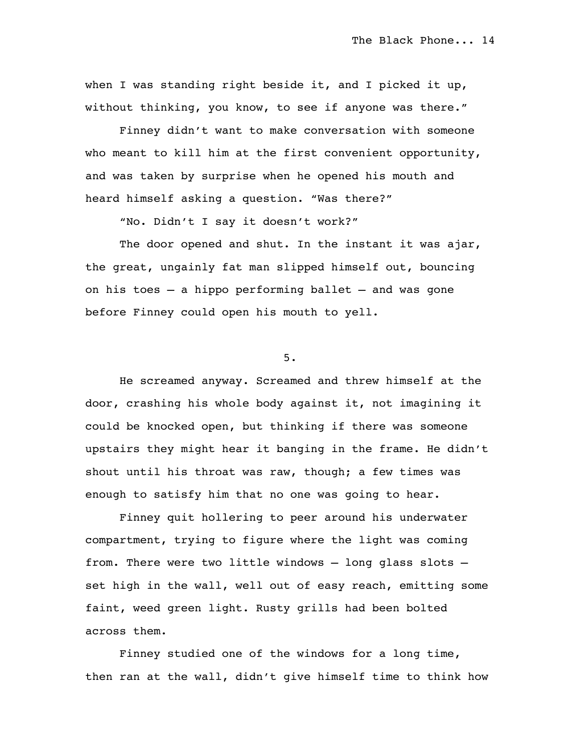when I was standing right beside it, and I picked it up, without thinking, you know, to see if anyone was there."

Finney didn't want to make conversation with someone who meant to kill him at the first convenient opportunity, and was taken by surprise when he opened his mouth and heard himself asking a question. "Was there?"

"No. Didn't I say it doesn't work?"

The door opened and shut. In the instant it was ajar, the great, ungainly fat man slipped himself out, bouncing on his toes – a hippo performing ballet – and was gone before Finney could open his mouth to yell.

5.

He screamed anyway. Screamed and threw himself at the door, crashing his whole body against it, not imagining it could be knocked open, but thinking if there was someone upstairs they might hear it banging in the frame. He didn't shout until his throat was raw, though; a few times was enough to satisfy him that no one was going to hear.

Finney quit hollering to peer around his underwater compartment, trying to figure where the light was coming from. There were two little windows – long glass slots – set high in the wall, well out of easy reach, emitting some faint, weed green light. Rusty grills had been bolted across them.

Finney studied one of the windows for a long time, then ran at the wall, didn't give himself time to think how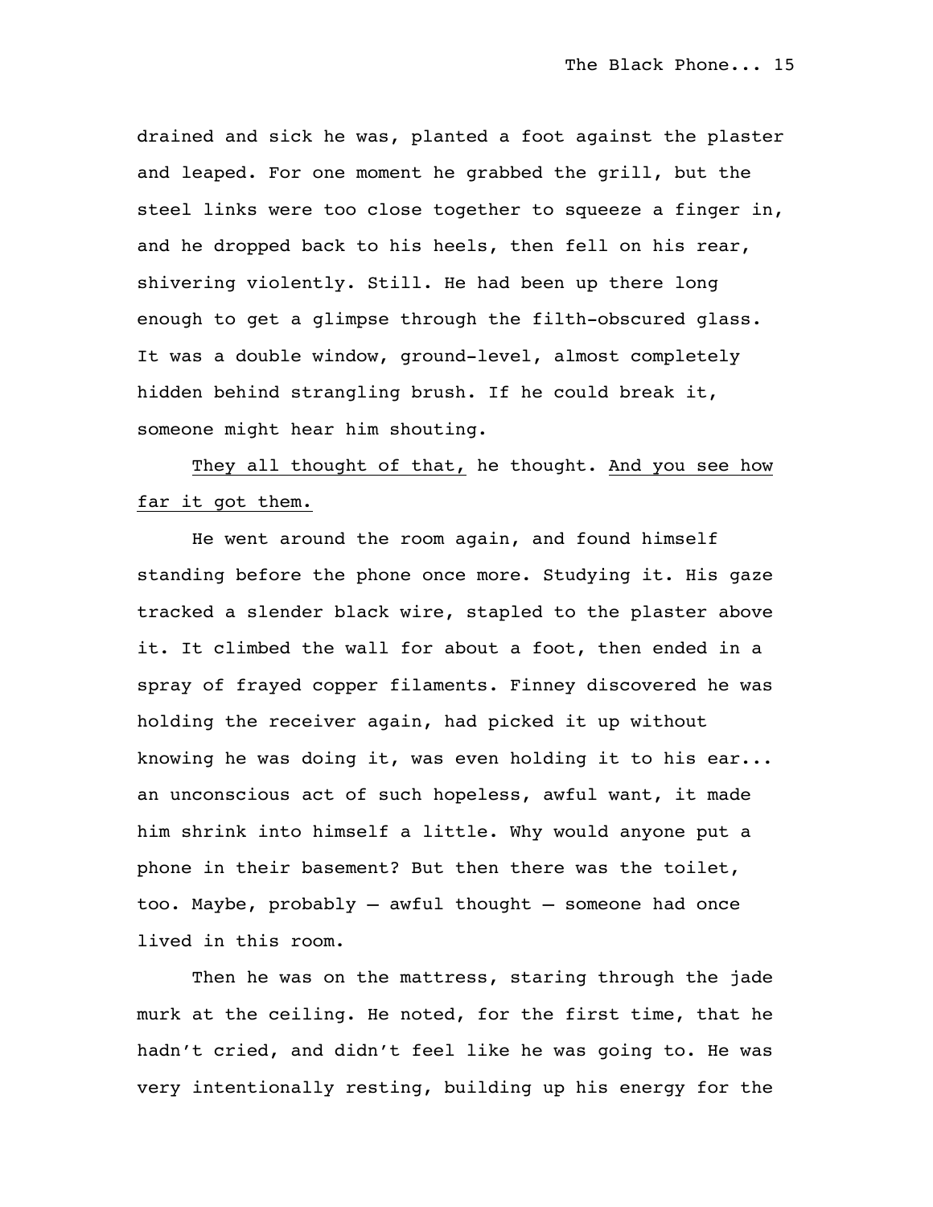drained and sick he was, planted a foot against the plaster and leaped. For one moment he grabbed the grill, but the steel links were too close together to squeeze a finger in, and he dropped back to his heels, then fell on his rear, shivering violently. Still. He had been up there long enough to get a glimpse through the filth-obscured glass. It was a double window, ground-level, almost completely hidden behind strangling brush. If he could break it, someone might hear him shouting.

*They all thought of that,* he thought. *And you see how far it got them.*

He went around the room again, and found himself standing before the phone once more. Studying it. His gaze tracked a slender black wire, stapled to the plaster above it. It climbed the wall for about a foot, then ended in a spray of frayed copper filaments. Finney discovered he was holding the receiver again, had picked it up without knowing he was doing it, was even holding it to his ear... an unconscious act of such hopeless, awful want, it made him shrink into himself a little. Why would anyone put a phone in their basement? But then there was the toilet, too. Maybe, probably – awful thought – someone had once lived in this room.

Then he was on the mattress, staring through the jade murk at the ceiling. He noted, for the first time, that he hadn't cried, and didn't feel like he was going to. He was very intentionally resting, building up his energy for the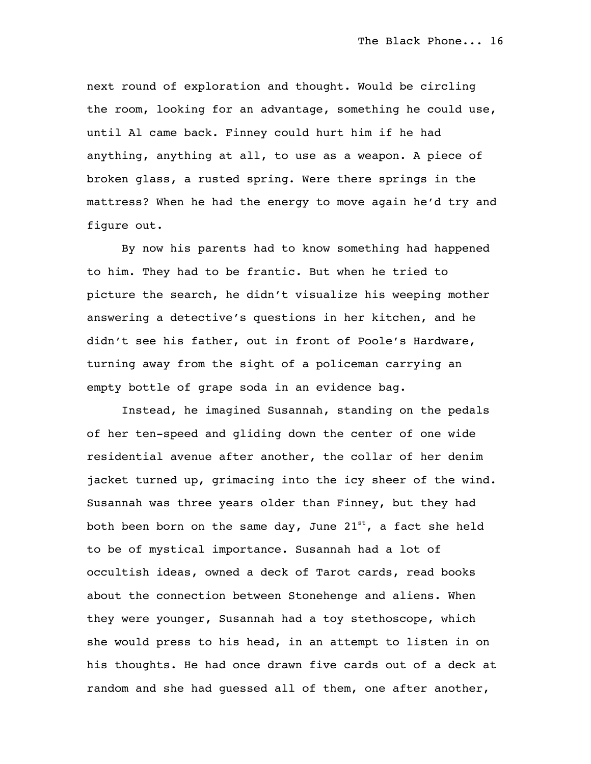next round of exploration and thought. Would be circling the room, looking for an advantage, something he could use, until Al came back. Finney could hurt him if he had anything, anything at all, to use as a weapon. A piece of broken glass, a rusted spring. Were there springs in the mattress? When he had the energy to move again he'd try and figure out.

By now his parents had to know something had happened to him. They had to be frantic. But when he tried to picture the search, he didn't visualize his weeping mother answering a detective's questions in her kitchen, and he didn't see his father, out in front of Poole's Hardware, turning away from the sight of a policeman carrying an empty bottle of grape soda in an evidence bag.

Instead, he imagined Susannah, standing on the pedals of her ten-speed and gliding down the center of one wide residential avenue after another, the collar of her denim jacket turned up, grimacing into the icy sheer of the wind. Susannah was three years older than Finney, but they had both been born on the same day, June 21st, a fact she held to be of mystical importance. Susannah had a lot of occultish ideas, owned a deck of Tarot cards, read books about the connection between Stonehenge and aliens. When they were younger, Susannah had a toy stethoscope, which she would press to his head, in an attempt to listen in on his thoughts. He had once drawn five cards out of a deck at random and she had guessed all of them, one after another,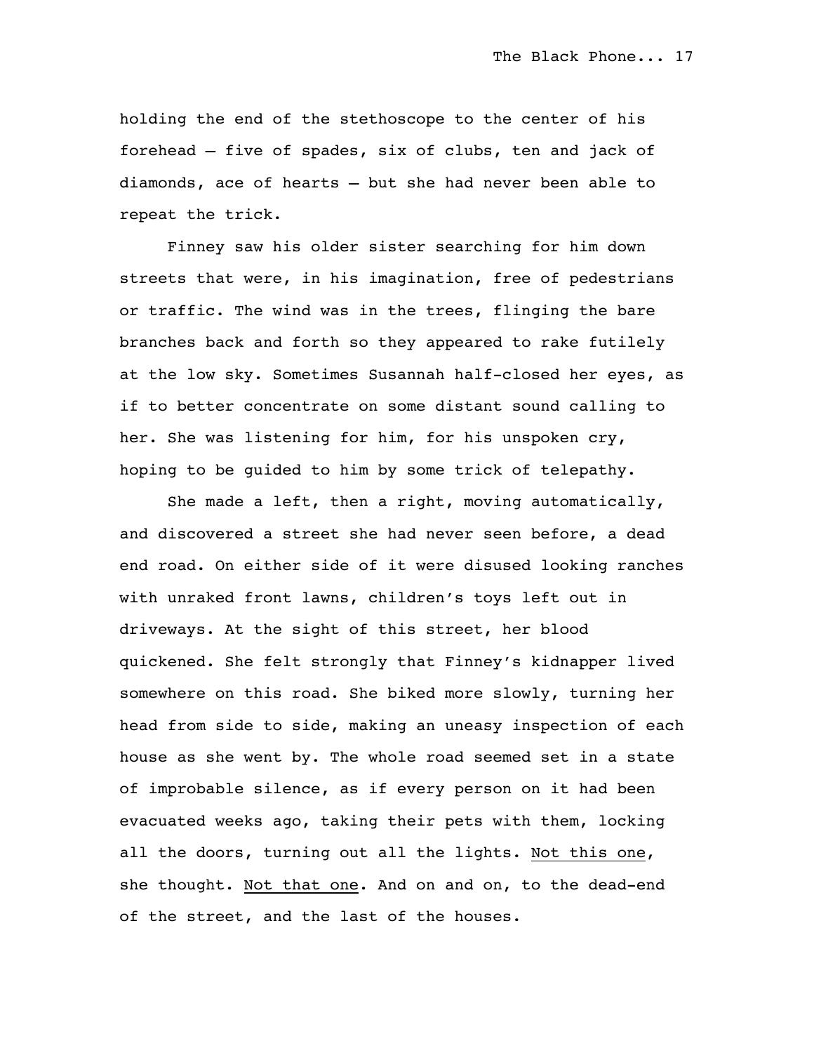holding the end of the stethoscope to the center of his forehead – five of spades, six of clubs, ten and jack of diamonds, ace of hearts – but she had never been able to repeat the trick.

Finney saw his older sister searching for him down streets that were, in his imagination, free of pedestrians or traffic. The wind was in the trees, flinging the bare branches back and forth so they appeared to rake futilely at the low sky. Sometimes Susannah half-closed her eyes, as if to better concentrate on some distant sound calling to her. She was listening for him, for his unspoken cry, hoping to be guided to him by some trick of telepathy.

She made a left, then a right, moving automatically, and discovered a street she had never seen before, a dead end road. On either side of it were disused looking ranches with unraked front lawns, children's toys left out in driveways. At the sight of this street, her blood quickened. She felt strongly that Finney's kidnapper lived somewhere on this road. She biked more slowly, turning her head from side to side, making an uneasy inspection of each house as she went by. The whole road seemed set in a state of improbable silence, as if every person on it had been evacuated weeks ago, taking their pets with them, locking all the doors, turning out all the lights. <u>Not this one</u>, she thought. <u>Not that one</u>. And on and on, to the dead-end of the street, and the last of the houses.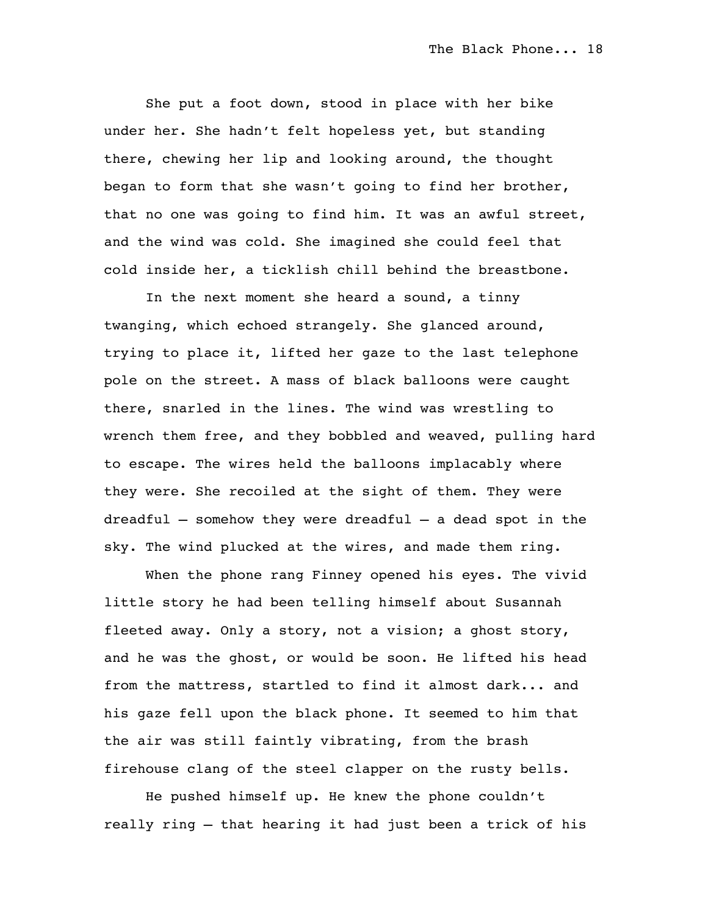She put a foot down, stood in place with her bike under her. She hadn't felt hopeless yet, but standing there, chewing her lip and looking around, the thought began to form that she wasn't going to find her brother, that no one was going to find him. It was an awful street, and the wind was cold. She imagined she could feel that cold inside her, a ticklish chill behind the breastbone.

In the next moment she heard a sound, a tinny twanging, which echoed strangely. She glanced around, trying to place it, lifted her gaze to the last telephone pole on the street. A mass of black balloons were caught there, snarled in the lines. The wind was wrestling to wrench them free, and they bobbled and weaved, pulling hard to escape. The wires held the balloons implacably where they were. She recoiled at the sight of them. They were dreadful – somehow they were dreadful – a dead spot in the sky. The wind plucked at the wires, and made them ring.

When the phone rang Finney opened his eyes. The vivid little story he had been telling himself about Susannah fleeted away. Only a story, not a vision; a ghost story, and he was the ghost, or would be soon. He lifted his head from the mattress, startled to find it almost dark... and his gaze fell upon the black phone. It seemed to him that the air was still faintly vibrating, from the brash firehouse clang of the steel clapper on the rusty bells.

He pushed himself up. He knew the phone couldn't really ring – that hearing it had just been a trick of his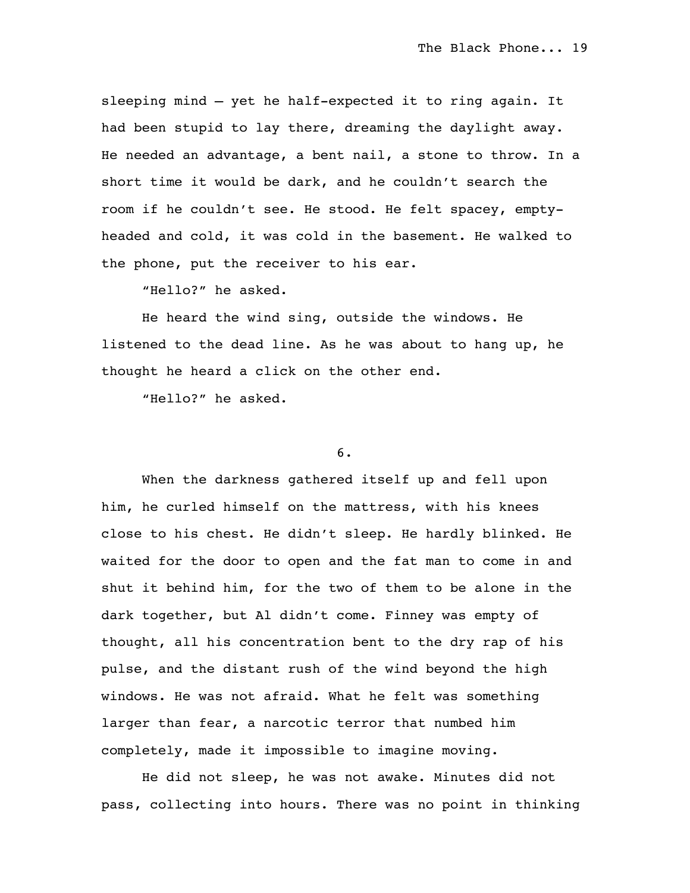sleeping mind – yet he half-expected it to ring again. It had been stupid to lay there, dreaming the daylight away. He needed an advantage, a bent nail, a stone to throw. In a short time it would be dark, and he couldn't search the room if he couldn't see. He stood. He felt spacey, empty-headed and cold, it was cold in the basement. He walked to the phone, put the receiver to his ear.

"Hello?" he asked.

He heard the wind sing, outside the windows. He listened to the dead line. As he was about to hang up, he thought he heard a click on the other end.

"Hello?" he asked.

6.

When the darkness gathered itself up and fell upon him, he curled himself on the mattress, with his knees close to his chest. He didn't sleep. He hardly blinked. He waited for the door to open and the fat man to come in and shut it behind him, for the two of them to be alone in the dark together, but Al didn't come. Finney was empty of thought, all his concentration bent to the dry rap of his pulse, and the distant rush of the wind beyond the high windows. He was not afraid. What he felt was something larger than fear, a narcotic terror that numbed him completely, made it impossible to imagine moving.

He did not sleep, he was not awake. Minutes did not pass, collecting into hours. There was no point in thinking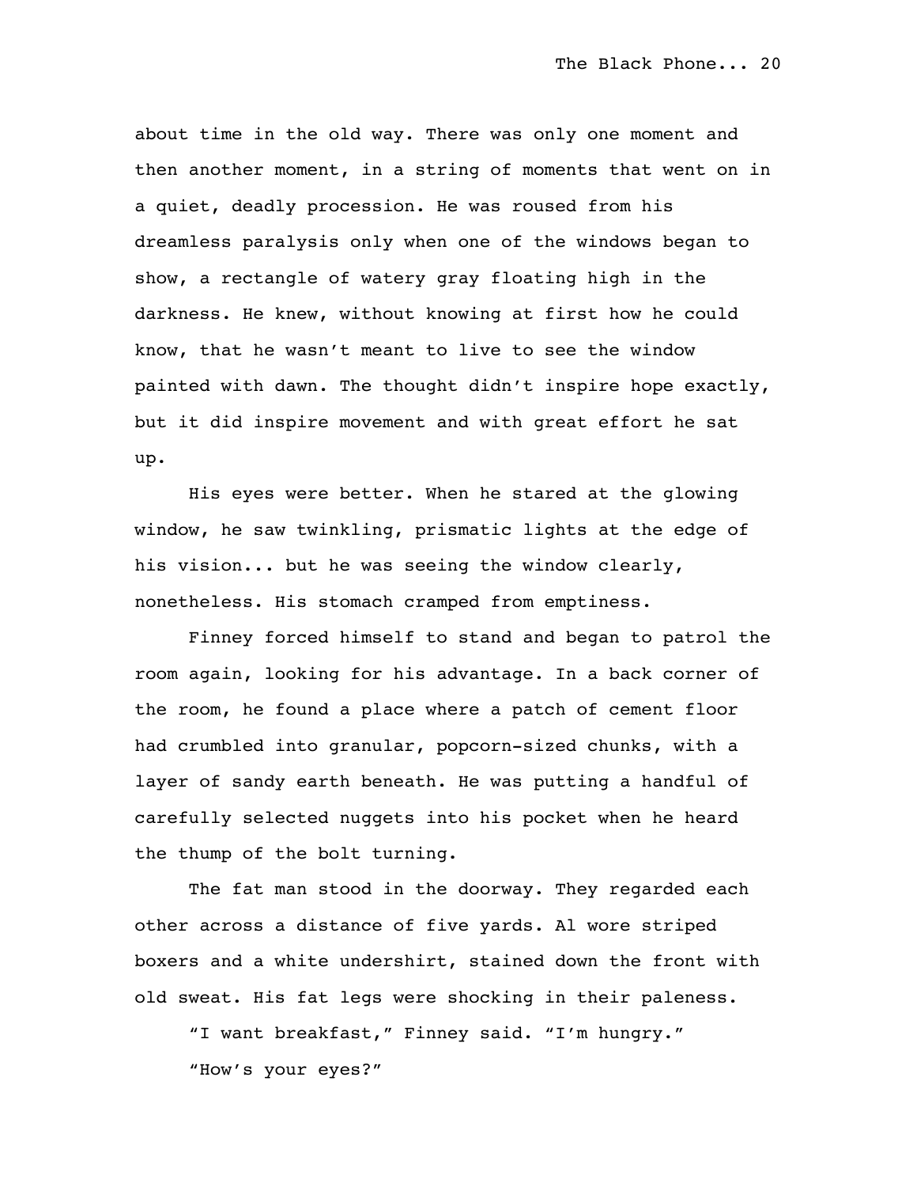about time in the old way. There was only one moment and then another moment, in a string of moments that went on in a quiet, deadly procession. He was roused from his dreamless paralysis only when one of the windows began to show, a rectangle of watery gray floating high in the darkness. He knew, without knowing at first how he could know, that he wasn't meant to live to see the window painted with dawn. The thought didn't inspire hope exactly, but it did inspire movement and with great effort he sat up.

His eyes were better. When he stared at the glowing window, he saw twinkling, prismatic lights at the edge of his vision... but he was seeing the window clearly, nonetheless. His stomach cramped from emptiness.

Finney forced himself to stand and began to patrol the room again, looking for his advantage. In a back corner of the room, he found a place where a patch of cement floor had crumbled into granular, popcorn-sized chunks, with a layer of sandy earth beneath. He was putting a handful of carefully selected nuggets into his pocket when he heard the thump of the bolt turning.

The fat man stood in the doorway. They regarded each other across a distance of five yards. Al wore striped boxers and a white undershirt, stained down the front with old sweat. His fat legs were shocking in their paleness.

"I want breakfast," Finney said. "I'm hungry."

"How's your eyes?"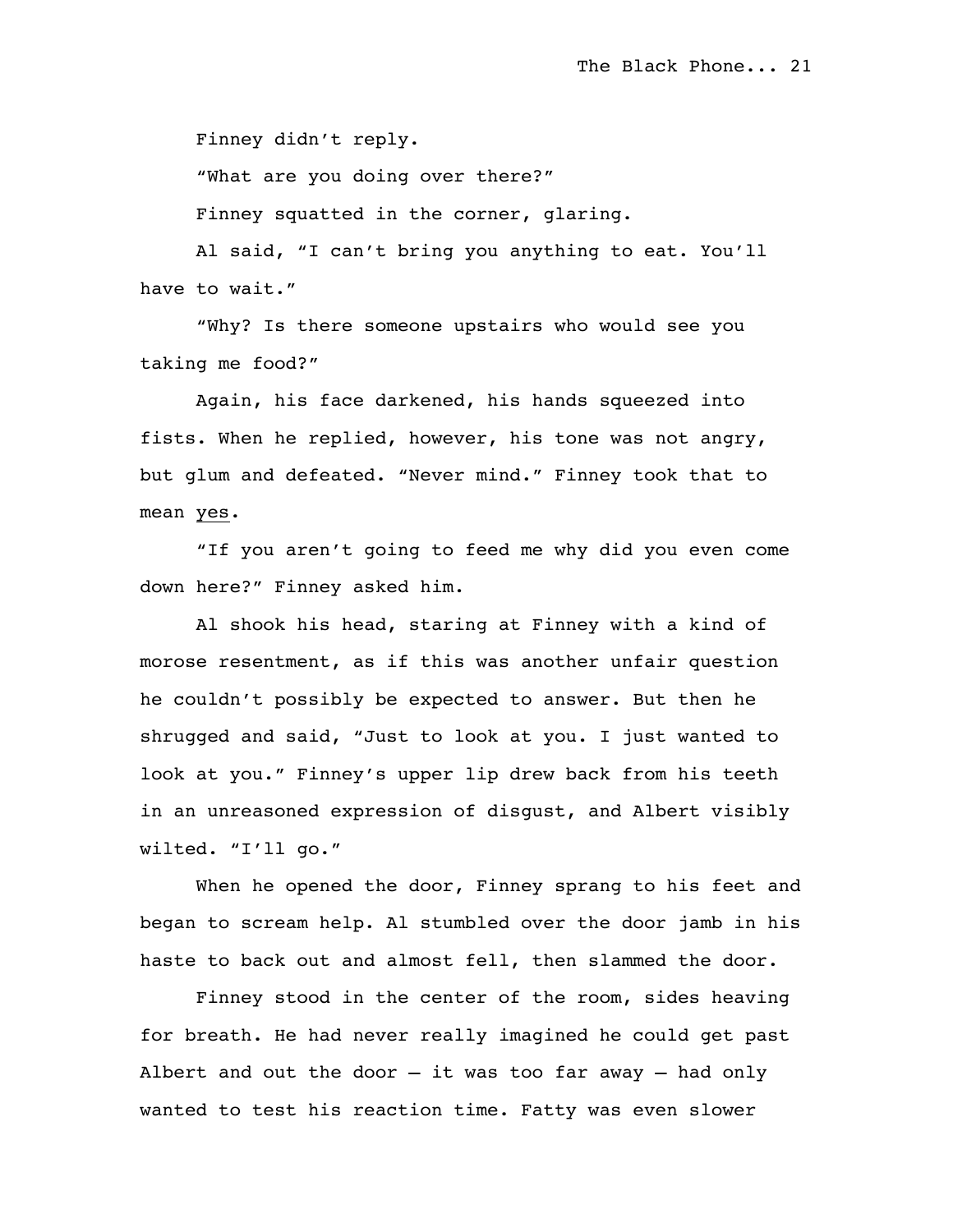Finney didn't reply.

"What are you doing over there?"

Finney squatted in the corner, glaring.

Al said, "I can't bring you anything to eat. You'll have to wait."

"Why? Is there someone upstairs who would see you taking me food?"

Again, his face darkened, his hands squeezed into fists. When he replied, however, his tone was not angry, but glum and defeated. "Never mind." Finney took that to mean _yes_.

"If you aren't going to feed me why did you even come down here?" Finney asked him.

Al shook his head, staring at Finney with a kind of morose resentment, as if this was another unfair question he couldn't possibly be expected to answer. But then he shrugged and said, "Just to look at you. I just wanted to look at you." Finney's upper lip drew back from his teeth in an unreasoned expression of disgust, and Albert visibly wilted. "I'll go."

When he opened the door, Finney sprang to his feet and began to scream help. Al stumbled over the door jamb in his haste to back out and almost fell, then slammed the door.

Finney stood in the center of the room, sides heaving for breath. He had never really imagined he could get past Albert and out the door – it was too far away – had only wanted to test his reaction time. Fatty was even slower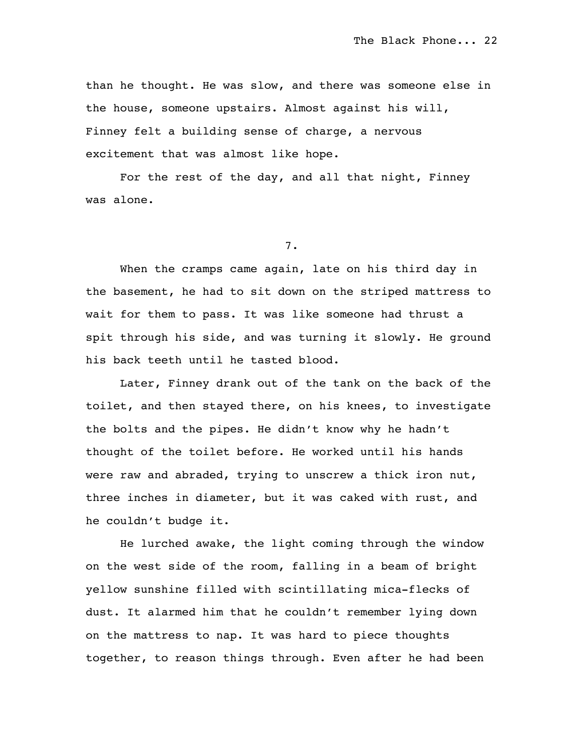than he thought. He was slow, and there was someone else in the house, someone upstairs. Almost against his will, Finney felt a building sense of charge, a nervous excitement that was almost like hope.

For the rest of the day, and all that night, Finney was alone.

## 7.

When the cramps came again, late on his third day in the basement, he had to sit down on the striped mattress to wait for them to pass. It was like someone had thrust a spit through his side, and was turning it slowly. He ground his back teeth until he tasted blood.

Later, Finney drank out of the tank on the back of the toilet, and then stayed there, on his knees, to investigate the bolts and the pipes. He didn't know why he hadn't thought of the toilet before. He worked until his hands were raw and abraded, trying to unscrew a thick iron nut, three inches in diameter, but it was caked with rust, and he couldn't budge it.

He lurched awake, the light coming through the window on the west side of the room, falling in a beam of bright yellow sunshine filled with scintillating mica-flecks of dust. It alarmed him that he couldn't remember lying down on the mattress to nap. It was hard to piece thoughts together, to reason things through. Even after he had been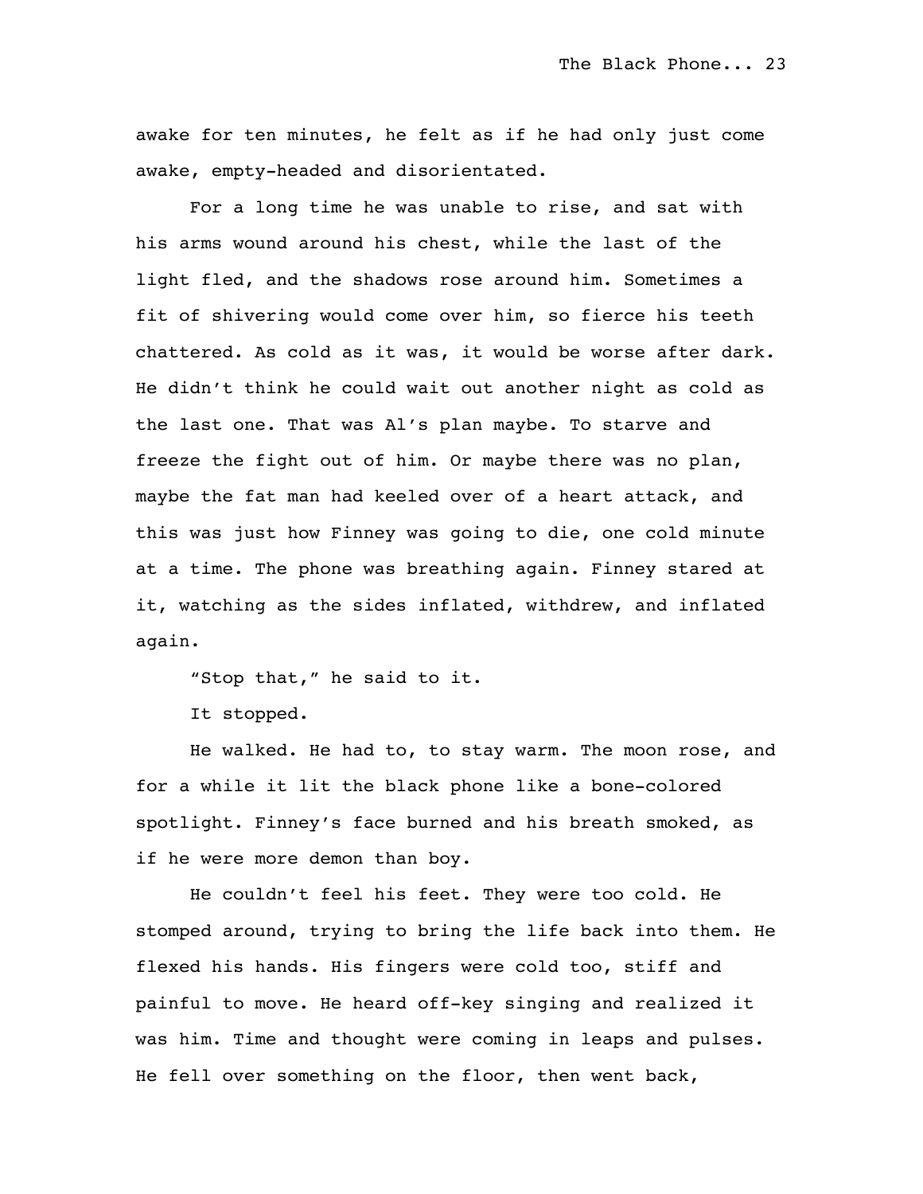awake for ten minutes, he felt as if he had only just come awake, empty-headed and disorientated.

For a long time he was unable to rise, and sat with his arms wound around his chest, while the last of the light fled, and the shadows rose around him. Sometimes a fit of shivering would come over him, so fierce his teeth chattered. As cold as it was, it would be worse after dark. He didn't think he could wait out another night as cold as the last one. That was Al's plan maybe. To starve and freeze the fight out of him. Or maybe there was no plan, maybe the fat man had keeled over of a heart attack, and this was just how Finney was going to die, one cold minute at a time. The phone was breathing again. Finney stared at it, watching as the sides inflated, withdrew, and inflated again.

"Stop that," he said to it.

It stopped.

He walked. He had to, to stay warm. The moon rose, and for a while it lit the black phone like a bone-colored spotlight. Finney's face burned and his breath smoked, as if he were more demon than boy.

He couldn't feel his feet. They were too cold. He stomped around, trying to bring the life back into them. He flexed his hands. His fingers were cold too, stiff and painful to move. He heard off-key singing and realized it was him. Time and thought were coming in leaps and pulses. He fell over something on the floor, then went back,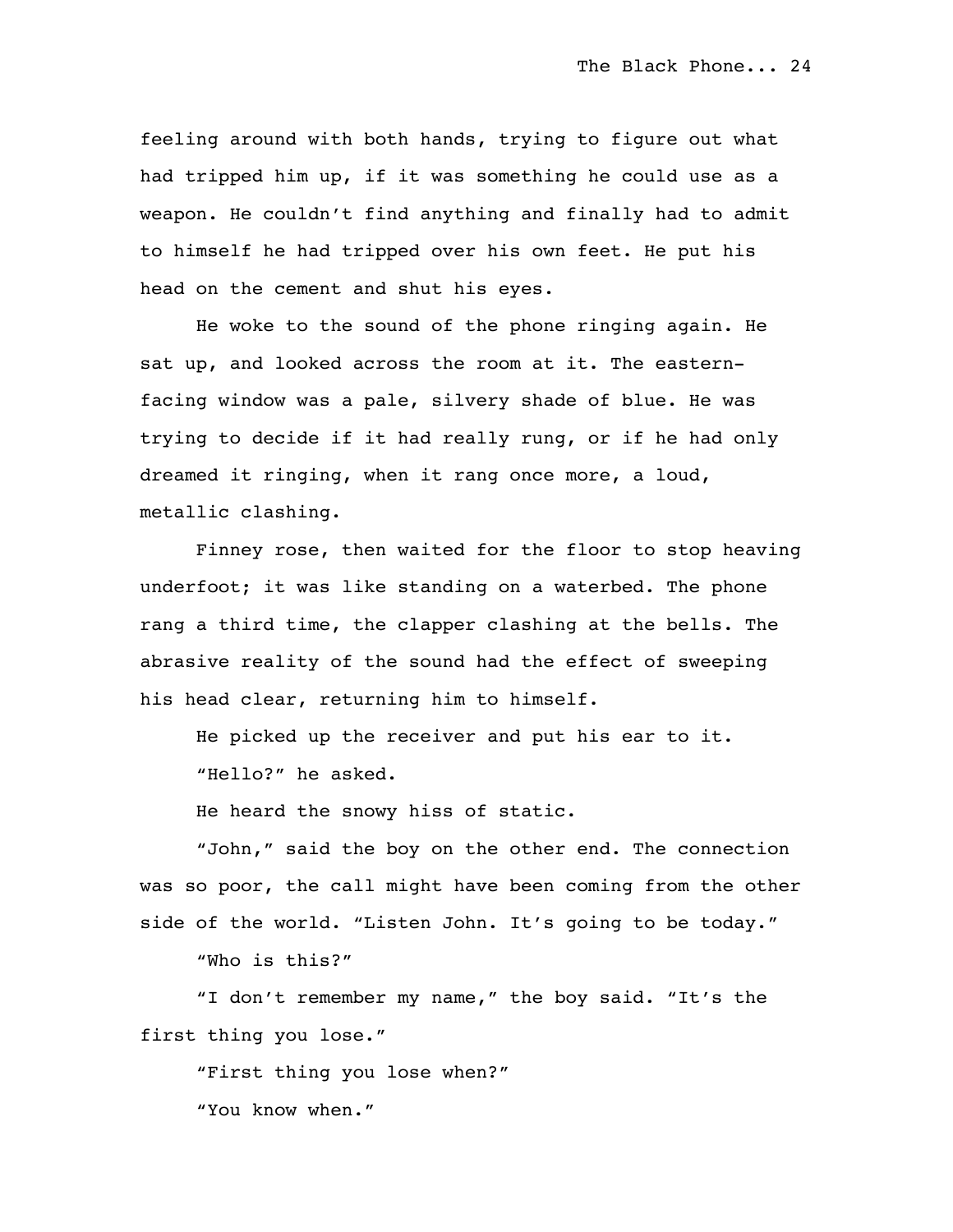feeling around with both hands, trying to figure out what had tripped him up, if it was something he could use as a weapon. He couldn't find anything and finally had to admit to himself he had tripped over his own feet. He put his head on the cement and shut his eyes.

He woke to the sound of the phone ringing again. He sat up, and looked across the room at it. The eastern-facing window was a pale, silvery shade of blue. He was trying to decide if it had really rung, or if he had only dreamed it ringing, when it rang once more, a loud, metallic clashing.

Finney rose, then waited for the floor to stop heaving underfoot; it was like standing on a waterbed. The phone rang a third time, the clapper clashing at the bells. The abrasive reality of the sound had the effect of sweeping his head clear, returning him to himself.

He picked up the receiver and put his ear to it.

"Hello?" he asked.

He heard the snowy hiss of static.

"John," said the boy on the other end. The connection was so poor, the call might have been coming from the other side of the world. "Listen John. It's going to be today."

"Who is this?"

"I don't remember my name," the boy said. "It's the first thing you lose."

"First thing you lose when?"

"You know when."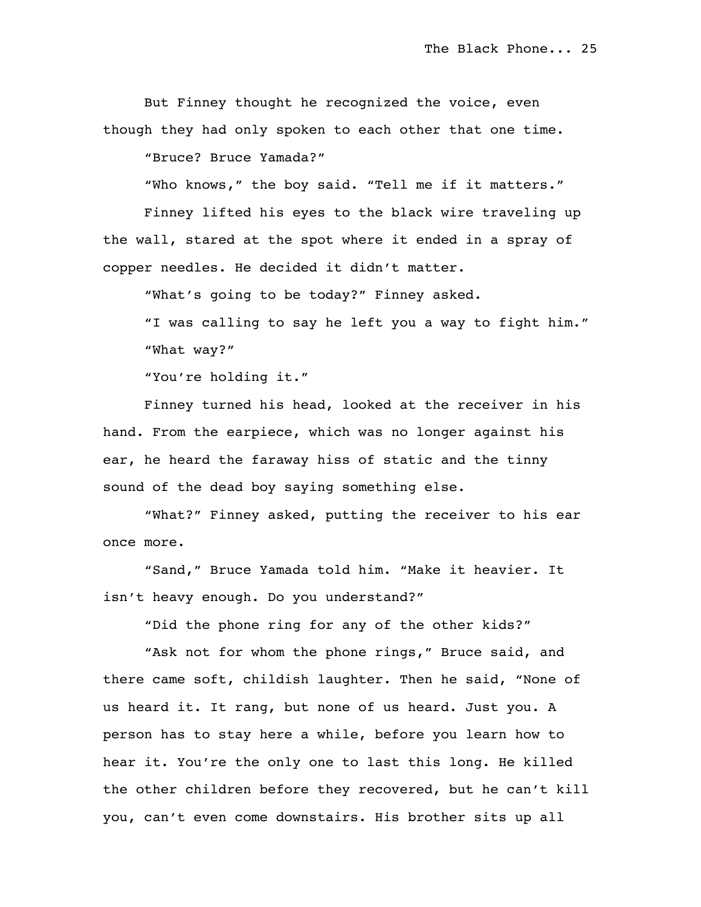But Finney thought he recognized the voice, even though they had only spoken to each other that one time.

"Bruce? Bruce Yamada?"

"Who knows," the boy said. "Tell me if it matters."

Finney lifted his eyes to the black wire traveling up the wall, stared at the spot where it ended in a spray of copper needles. He decided it didn't matter.

"What's going to be today?" Finney asked.

"I was calling to say he left you a way to fight him."

"What way?"

"You're holding it."

Finney turned his head, looked at the receiver in his hand. From the earpiece, which was no longer against his ear, he heard the faraway hiss of static and the tinny sound of the dead boy saying something else.

"What?" Finney asked, putting the receiver to his ear once more.

"Sand," Bruce Yamada told him. "Make it heavier. It isn't heavy enough. Do you understand?"

"Did the phone ring for any of the other kids?"

"Ask not for whom the phone rings," Bruce said, and there came soft, childish laughter. Then he said, "None of us heard it. It rang, but none of us heard. Just you. A person has to stay here a while, before you learn how to hear it. You're the only one to last this long. He killed the other children before they recovered, but he can't kill you, can't even come downstairs. His brother sits up all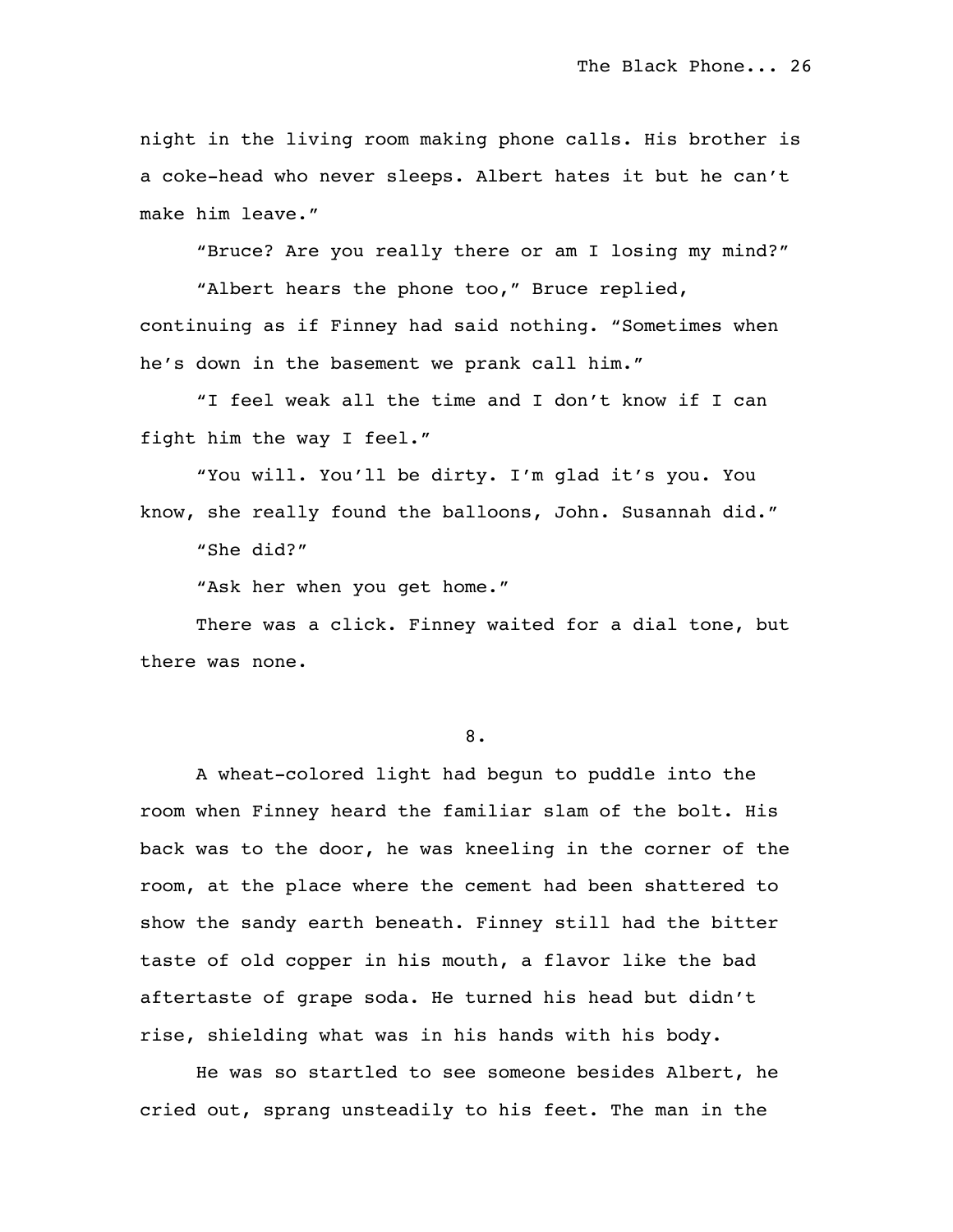night in the living room making phone calls. His brother is a coke-head who never sleeps. Albert hates it but he can't make him leave."

"Bruce? Are you really there or am I losing my mind?"

"Albert hears the phone too," Bruce replied, continuing as if Finney had said nothing. "Sometimes when he's down in the basement we prank call him."

"I feel weak all the time and I don't know if I can fight him the way I feel."

"You will. You'll be dirty. I'm glad it's you. You know, she really found the balloons, John. Susannah did."

"She did?"

"Ask her when you get home."

There was a click. Finney waited for a dial tone, but there was none.

8.

A wheat-colored light had begun to puddle into the room when Finney heard the familiar slam of the bolt. His back was to the door, he was kneeling in the corner of the room, at the place where the cement had been shattered to show the sandy earth beneath. Finney still had the bitter taste of old copper in his mouth, a flavor like the bad aftertaste of grape soda. He turned his head but didn't rise, shielding what was in his hands with his body.

He was so startled to see someone besides Albert, he cried out, sprang unsteadily to his feet. The man in the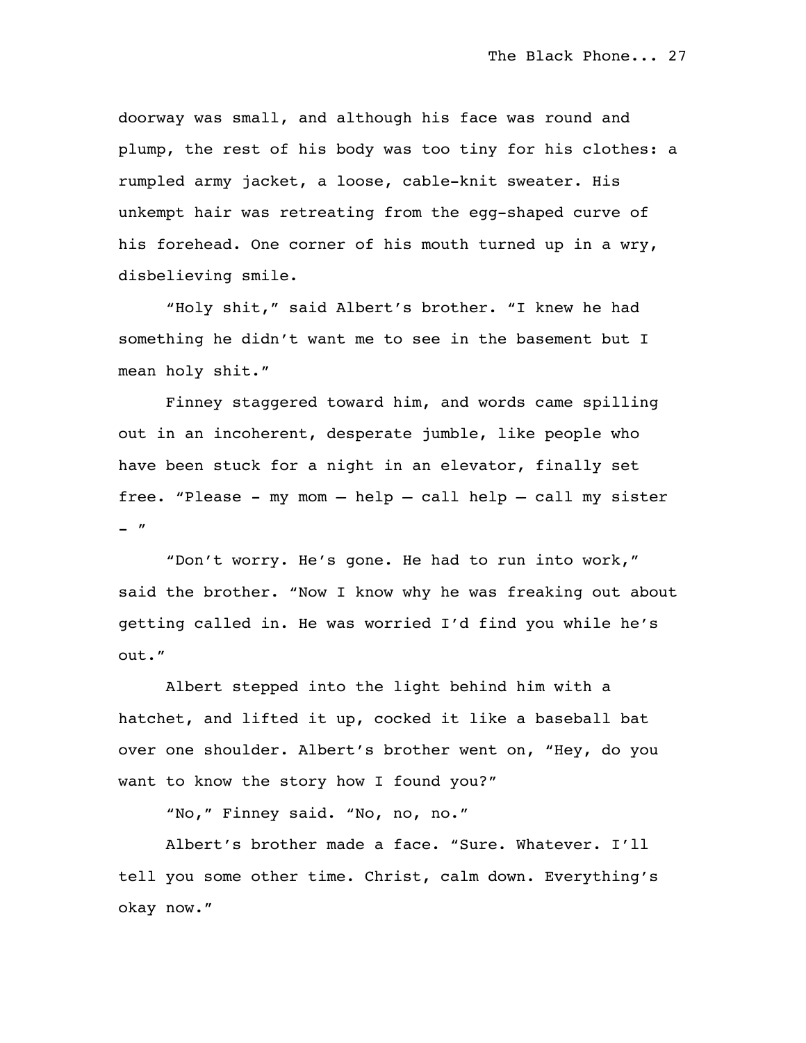doorway was small, and although his face was round and plump, the rest of his body was too tiny for his clothes: a rumpled army jacket, a loose, cable-knit sweater. His unkempt hair was retreating from the egg-shaped curve of his forehead. One corner of his mouth turned up in a wry, disbelieving smile.

"Holy shit," said Albert's brother. "I knew he had something he didn't want me to see in the basement but I mean holy shit."

Finney staggered toward him, and words came spilling out in an incoherent, desperate jumble, like people who have been stuck for a night in an elevator, finally set free. "Please - my mom – help – call help – call my sister - "

"Don't worry. He's gone. He had to run into work," said the brother. "Now I know why he was freaking out about getting called in. He was worried I'd find you while he's out."

Albert stepped into the light behind him with a hatchet, and lifted it up, cocked it like a baseball bat over one shoulder. Albert's brother went on, "Hey, do you want to know the story how I found you?"

"No," Finney said. "No, no, no."

Albert's brother made a face. "Sure. Whatever. I'll tell you some other time. Christ, calm down. Everything's okay now."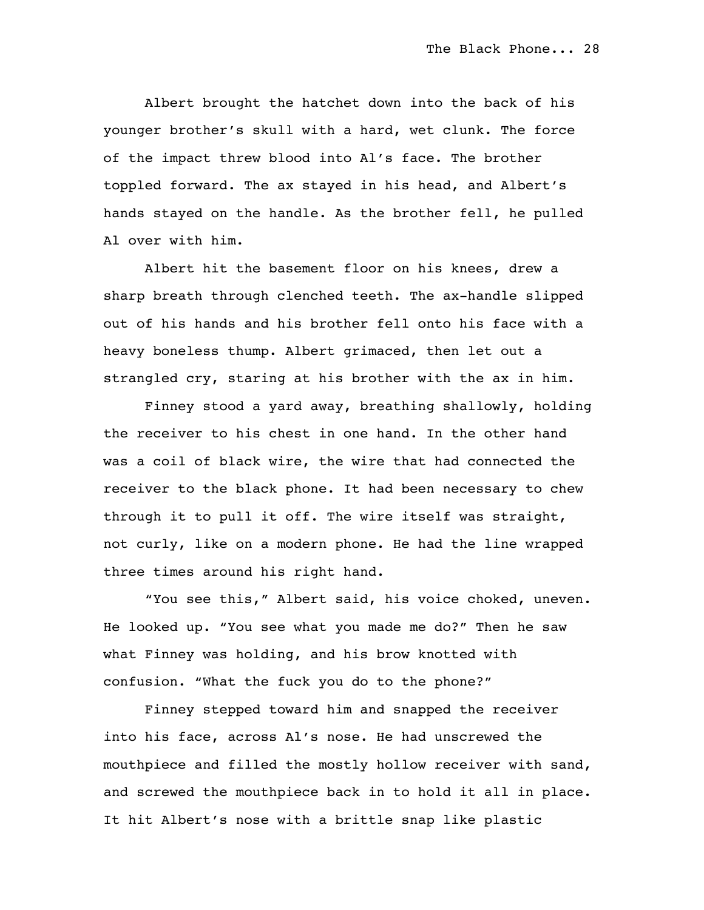Albert brought the hatchet down into the back of his younger brother's skull with a hard, wet clunk. The force of the impact threw blood into Al's face. The brother toppled forward. The ax stayed in his head, and Albert's hands stayed on the handle. As the brother fell, he pulled Al over with him.

Albert hit the basement floor on his knees, drew a sharp breath through clenched teeth. The ax-handle slipped out of his hands and his brother fell onto his face with a heavy boneless thump. Albert grimaced, then let out a strangled cry, staring at his brother with the ax in him.

Finney stood a yard away, breathing shallowly, holding the receiver to his chest in one hand. In the other hand was a coil of black wire, the wire that had connected the receiver to the black phone. It had been necessary to chew through it to pull it off. The wire itself was straight, not curly, like on a modern phone. He had the line wrapped three times around his right hand.

"You see this," Albert said, his voice choked, uneven. He looked up. "You see what you made me do?" Then he saw what Finney was holding, and his brow knotted with confusion. "What the fuck you do to the phone?"

Finney stepped toward him and snapped the receiver into his face, across Al's nose. He had unscrewed the mouthpiece and filled the mostly hollow receiver with sand, and screwed the mouthpiece back in to hold it all in place. It hit Albert's nose with a brittle snap like plastic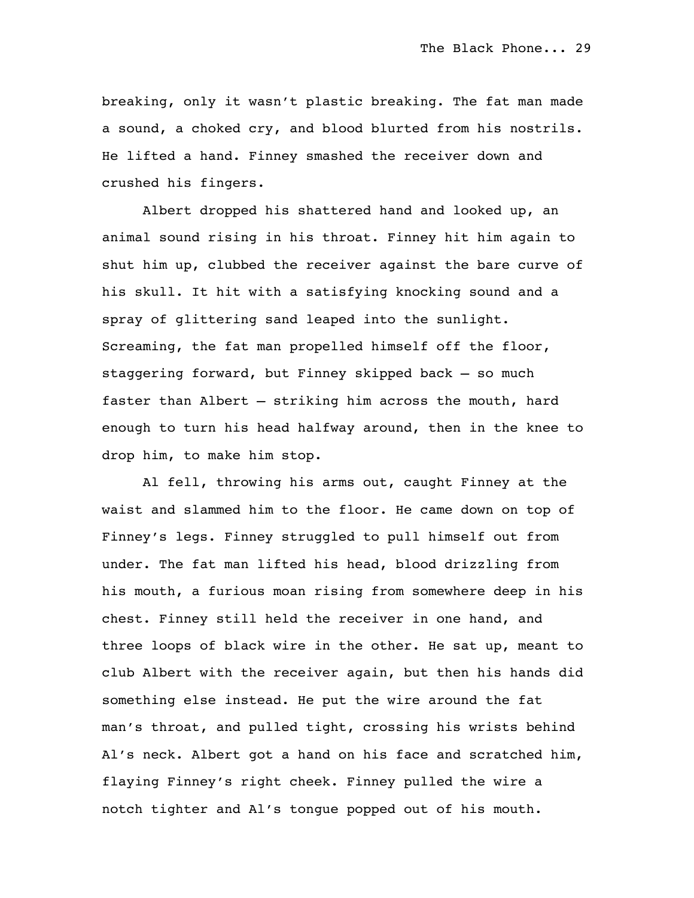breaking, only it wasn't plastic breaking. The fat man made a sound, a choked cry, and blood blurted from his nostrils. He lifted a hand. Finney smashed the receiver down and crushed his fingers.

Albert dropped his shattered hand and looked up, an animal sound rising in his throat. Finney hit him again to shut him up, clubbed the receiver against the bare curve of his skull. It hit with a satisfying knocking sound and a spray of glittering sand leaped into the sunlight. Screaming, the fat man propelled himself off the floor, staggering forward, but Finney skipped back – so much faster than Albert – striking him across the mouth, hard enough to turn his head halfway around, then in the knee to drop him, to make him stop.

Al fell, throwing his arms out, caught Finney at the waist and slammed him to the floor. He came down on top of Finney's legs. Finney struggled to pull himself out from under. The fat man lifted his head, blood drizzling from his mouth, a furious moan rising from somewhere deep in his chest. Finney still held the receiver in one hand, and three loops of black wire in the other. He sat up, meant to club Albert with the receiver again, but then his hands did something else instead. He put the wire around the fat man's throat, and pulled tight, crossing his wrists behind Al's neck. Albert got a hand on his face and scratched him, flaying Finney's right cheek. Finney pulled the wire a notch tighter and Al's tongue popped out of his mouth.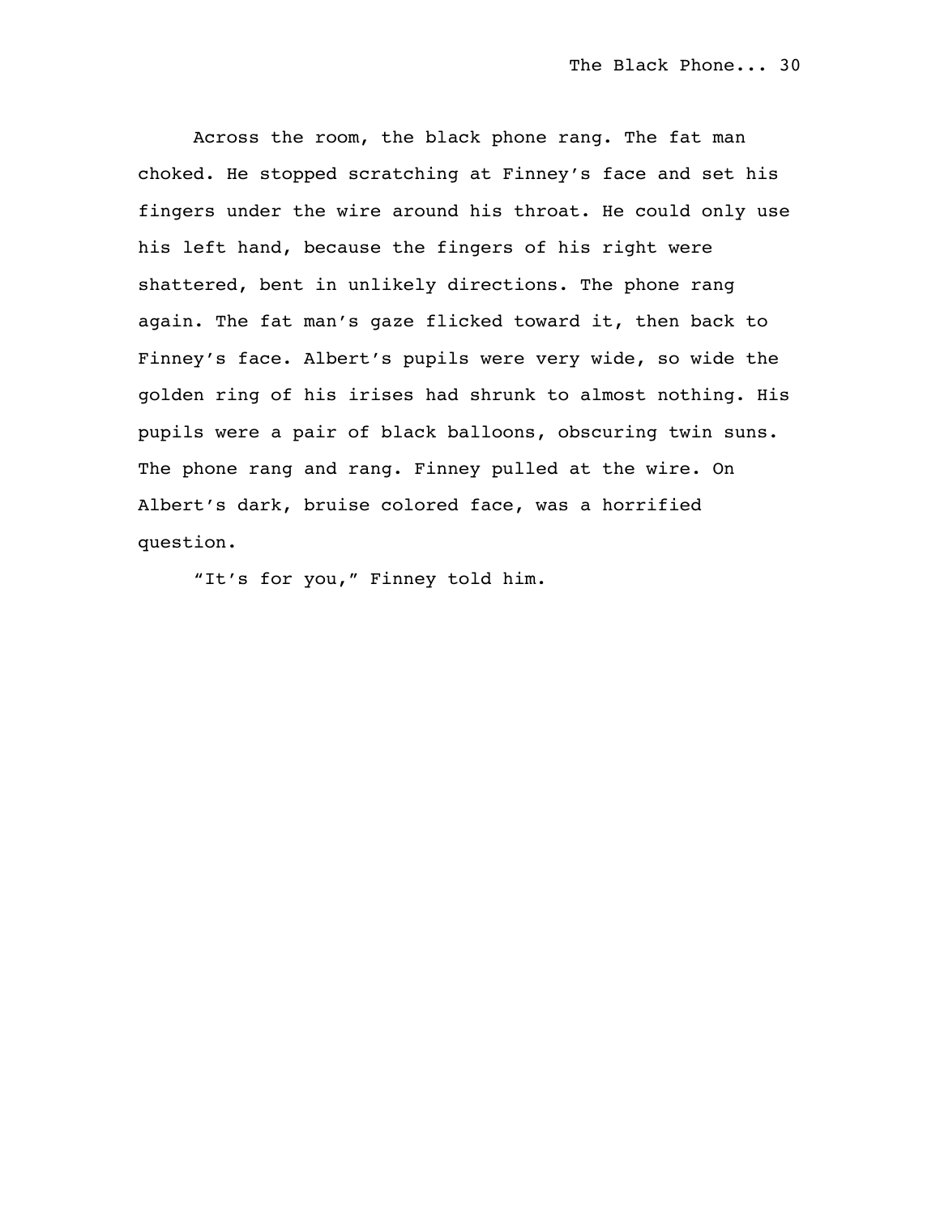Across the room, the black phone rang. The fat man choked. He stopped scratching at Finney's face and set his fingers under the wire around his throat. He could only use his left hand, because the fingers of his right were shattered, bent in unlikely directions. The phone rang again. The fat man's gaze flicked toward it, then back to Finney's face. Albert's pupils were very wide, so wide the golden ring of his irises had shrunk to almost nothing. His pupils were a pair of black balloons, obscuring twin suns. The phone rang and rang. Finney pulled at the wire. On Albert's dark, bruise colored face, was a horrified question.

"It's for you," Finney told him.